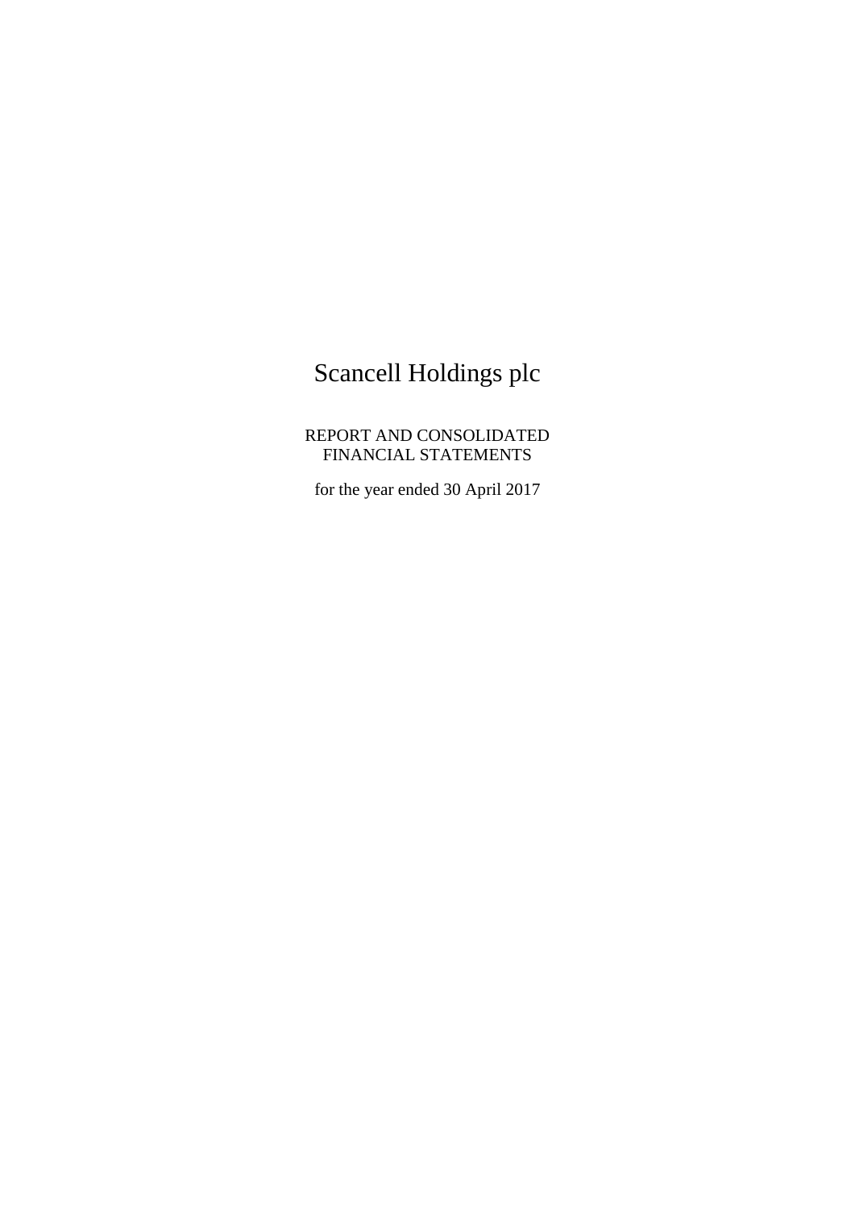# Scancell Holdings plc

REPORT AND CONSOLIDATED
FINANCIAL STATEMENTS

for the year ended 30 April 2017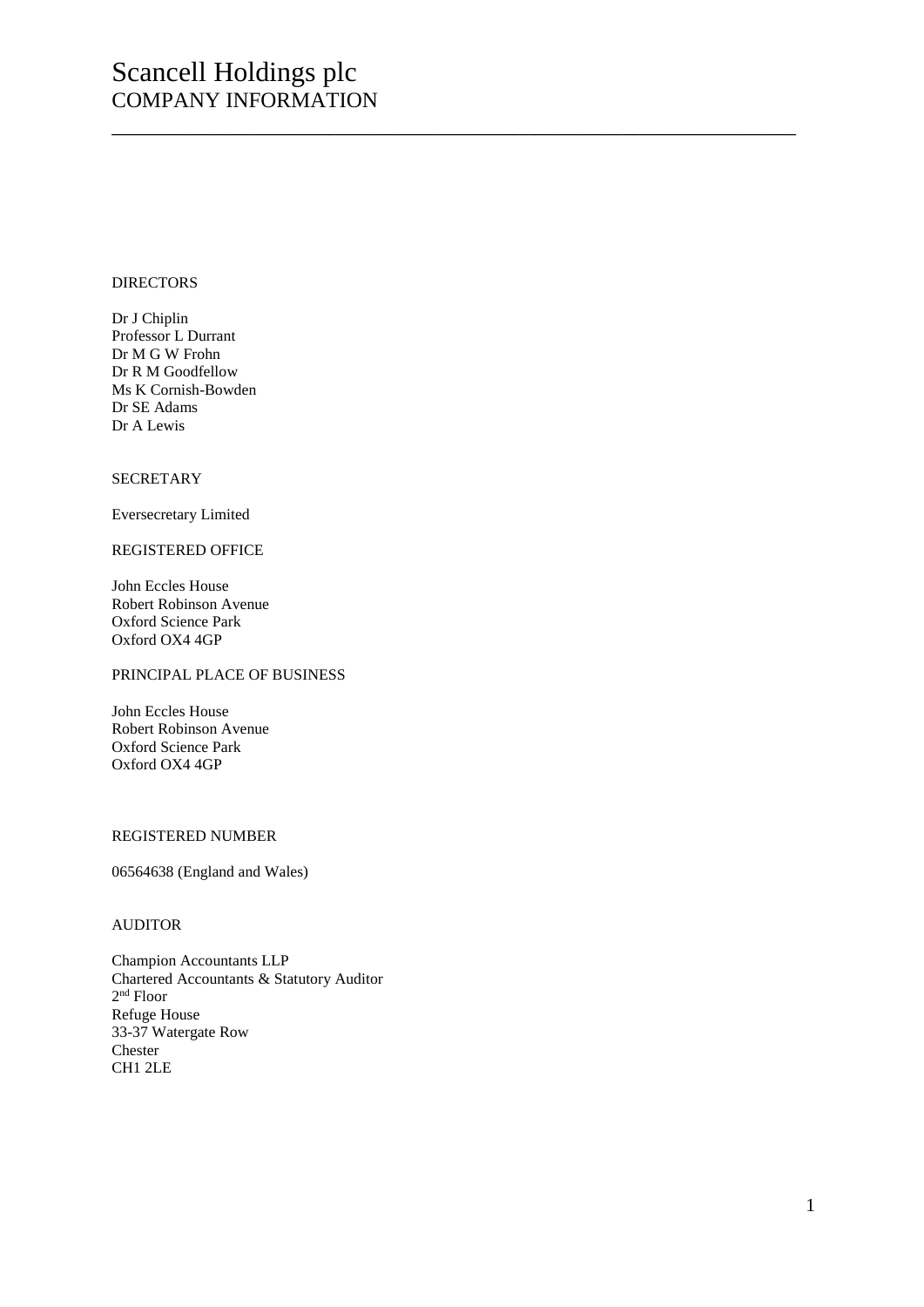# Scancell Holdings plc
## COMPANY INFORMATION

---

DIRECTORS

Dr J Chiplin
Professor L Durrant
Dr M G W Frohn
Dr R M Goodfellow
Ms K Cornish-Bowden
Dr SE Adams
Dr A Lewis

SECRETARY

Eversecretary Limited

REGISTERED OFFICE

John Eccles House
Robert Robinson Avenue
Oxford Science Park
Oxford OX4 4GP

PRINCIPAL PLACE OF BUSINESS

John Eccles House
Robert Robinson Avenue
Oxford Science Park
Oxford OX4 4GP

REGISTERED NUMBER

06564638 (England and Wales)

AUDITOR

Champion Accountants LLP
Chartered Accountants & Statutory Auditor
2nd Floor
Refuge House
33-37 Watergate Row
Chester
CH1 2LE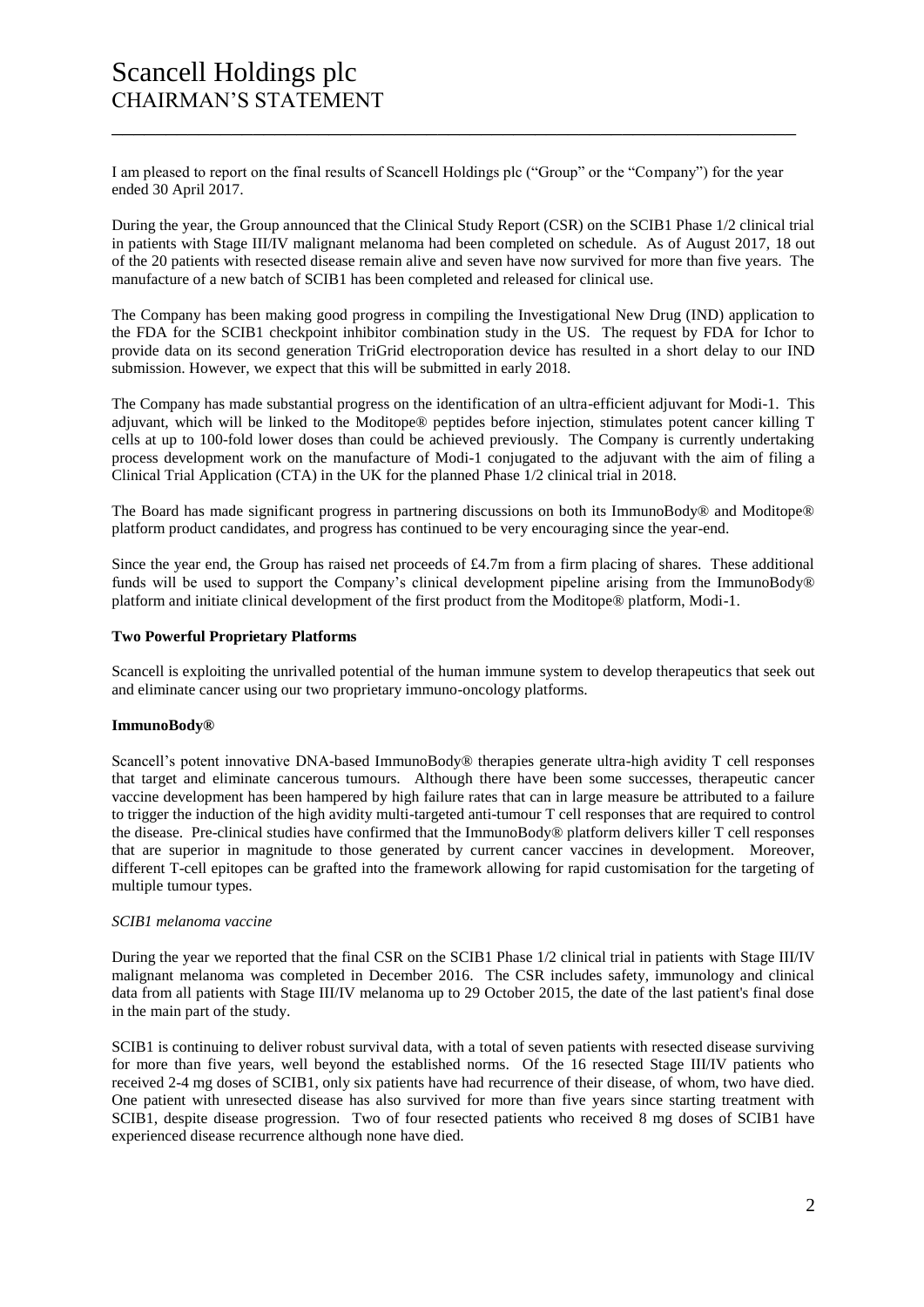# Scancell Holdings plc
## CHAIRMAN'S STATEMENT

I am pleased to report on the final results of Scancell Holdings plc ("Group" or the "Company") for the year ended 30 April 2017.

During the year, the Group announced that the Clinical Study Report (CSR) on the SCIB1 Phase 1/2 clinical trial in patients with Stage III/IV malignant melanoma had been completed on schedule. As of August 2017, 18 out of the 20 patients with resected disease remain alive and seven have now survived for more than five years. The manufacture of a new batch of SCIB1 has been completed and released for clinical use.

The Company has been making good progress in compiling the Investigational New Drug (IND) application to the FDA for the SCIB1 checkpoint inhibitor combination study in the US. The request by FDA for Ichor to provide data on its second generation TriGrid electroporation device has resulted in a short delay to our IND submission. However, we expect that this will be submitted in early 2018.

The Company has made substantial progress on the identification of an ultra-efficient adjuvant for Modi-1. This adjuvant, which will be linked to the Moditope® peptides before injection, stimulates potent cancer killing T cells at up to 100-fold lower doses than could be achieved previously. The Company is currently undertaking process development work on the manufacture of Modi-1 conjugated to the adjuvant with the aim of filing a Clinical Trial Application (CTA) in the UK for the planned Phase 1/2 clinical trial in 2018.

The Board has made significant progress in partnering discussions on both its ImmunoBody® and Moditope® platform product candidates, and progress has continued to be very encouraging since the year-end.

Since the year end, the Group has raised net proceeds of £4.7m from a firm placing of shares. These additional funds will be used to support the Company's clinical development pipeline arising from the ImmunoBody® platform and initiate clinical development of the first product from the Moditope® platform, Modi-1.

**Two Powerful Proprietary Platforms**

Scancell is exploiting the unrivalled potential of the human immune system to develop therapeutics that seek out and eliminate cancer using our two proprietary immuno-oncology platforms.

**ImmunoBody®**

Scancell's potent innovative DNA-based ImmunoBody® therapies generate ultra-high avidity T cell responses that target and eliminate cancerous tumours. Although there have been some successes, therapeutic cancer vaccine development has been hampered by high failure rates that can in large measure be attributed to a failure to trigger the induction of the high avidity multi-targeted anti-tumour T cell responses that are required to control the disease. Pre-clinical studies have confirmed that the ImmunoBody® platform delivers killer T cell responses that are superior in magnitude to those generated by current cancer vaccines in development. Moreover, different T-cell epitopes can be grafted into the framework allowing for rapid customisation for the targeting of multiple tumour types.

*SCIB1 melanoma vaccine*

During the year we reported that the final CSR on the SCIB1 Phase 1/2 clinical trial in patients with Stage III/IV malignant melanoma was completed in December 2016. The CSR includes safety, immunology and clinical data from all patients with Stage III/IV melanoma up to 29 October 2015, the date of the last patient's final dose in the main part of the study.

SCIB1 is continuing to deliver robust survival data, with a total of seven patients with resected disease surviving for more than five years, well beyond the established norms. Of the 16 resected Stage III/IV patients who received 2-4 mg doses of SCIB1, only six patients have had recurrence of their disease, of whom, two have died. One patient with unresected disease has also survived for more than five years since starting treatment with SCIB1, despite disease progression. Two of four resected patients who received 8 mg doses of SCIB1 have experienced disease recurrence although none have died.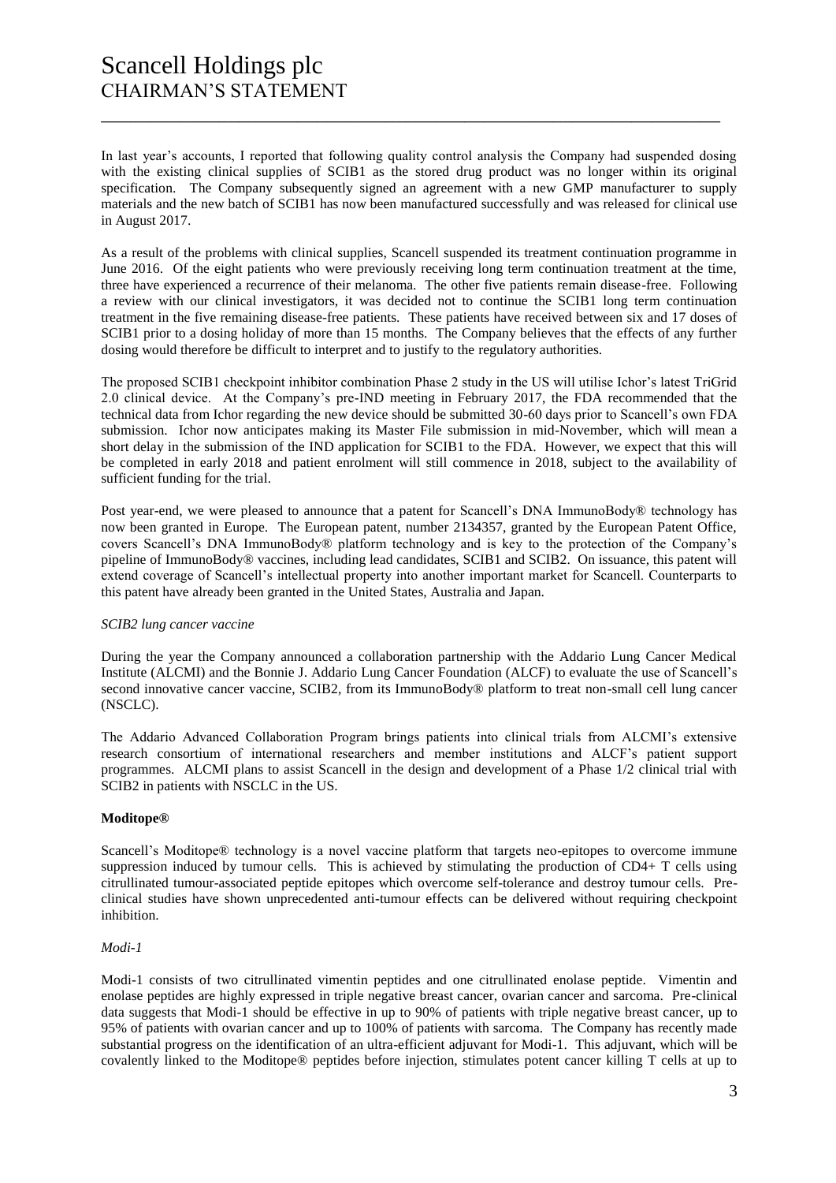In last year's accounts, I reported that following quality control analysis the Company had suspended dosing with the existing clinical supplies of SCIB1 as the stored drug product was no longer within its original specification. The Company subsequently signed an agreement with a new GMP manufacturer to supply materials and the new batch of SCIB1 has now been manufactured successfully and was released for clinical use in August 2017.

As a result of the problems with clinical supplies, Scancell suspended its treatment continuation programme in June 2016. Of the eight patients who were previously receiving long term continuation treatment at the time, three have experienced a recurrence of their melanoma. The other five patients remain disease-free. Following a review with our clinical investigators, it was decided not to continue the SCIB1 long term continuation treatment in the five remaining disease-free patients. These patients have received between six and 17 doses of SCIB1 prior to a dosing holiday of more than 15 months. The Company believes that the effects of any further dosing would therefore be difficult to interpret and to justify to the regulatory authorities.

The proposed SCIB1 checkpoint inhibitor combination Phase 2 study in the US will utilise Ichor's latest TriGrid 2.0 clinical device. At the Company's pre-IND meeting in February 2017, the FDA recommended that the technical data from Ichor regarding the new device should be submitted 30-60 days prior to Scancell's own FDA submission. Ichor now anticipates making its Master File submission in mid-November, which will mean a short delay in the submission of the IND application for SCIB1 to the FDA. However, we expect that this will be completed in early 2018 and patient enrolment will still commence in 2018, subject to the availability of sufficient funding for the trial.

Post year-end, we were pleased to announce that a patent for Scancell's DNA ImmunoBody® technology has now been granted in Europe. The European patent, number 2134357, granted by the European Patent Office, covers Scancell's DNA ImmunoBody® platform technology and is key to the protection of the Company's pipeline of ImmunoBody® vaccines, including lead candidates, SCIB1 and SCIB2. On issuance, this patent will extend coverage of Scancell's intellectual property into another important market for Scancell. Counterparts to this patent have already been granted in the United States, Australia and Japan.

*SCIB2 lung cancer vaccine*

During the year the Company announced a collaboration partnership with the Addario Lung Cancer Medical Institute (ALCMI) and the Bonnie J. Addario Lung Cancer Foundation (ALCF) to evaluate the use of Scancell's second innovative cancer vaccine, SCIB2, from its ImmunoBody® platform to treat non-small cell lung cancer (NSCLC).

The Addario Advanced Collaboration Program brings patients into clinical trials from ALCMI's extensive research consortium of international researchers and member institutions and ALCF's patient support programmes. ALCMI plans to assist Scancell in the design and development of a Phase 1/2 clinical trial with SCIB2 in patients with NSCLC in the US.

**Moditope®**

Scancell's Moditope® technology is a novel vaccine platform that targets neo-epitopes to overcome immune suppression induced by tumour cells. This is achieved by stimulating the production of CD4+ T cells using citrullinated tumour-associated peptide epitopes which overcome self-tolerance and destroy tumour cells. Pre-clinical studies have shown unprecedented anti-tumour effects can be delivered without requiring checkpoint inhibition.

*Modi-1*

Modi-1 consists of two citrullinated vimentin peptides and one citrullinated enolase peptide. Vimentin and enolase peptides are highly expressed in triple negative breast cancer, ovarian cancer and sarcoma. Pre-clinical data suggests that Modi-1 should be effective in up to 90% of patients with triple negative breast cancer, up to 95% of patients with ovarian cancer and up to 100% of patients with sarcoma. The Company has recently made substantial progress on the identification of an ultra-efficient adjuvant for Modi-1. This adjuvant, which will be covalently linked to the Moditope® peptides before injection, stimulates potent cancer killing T cells at up to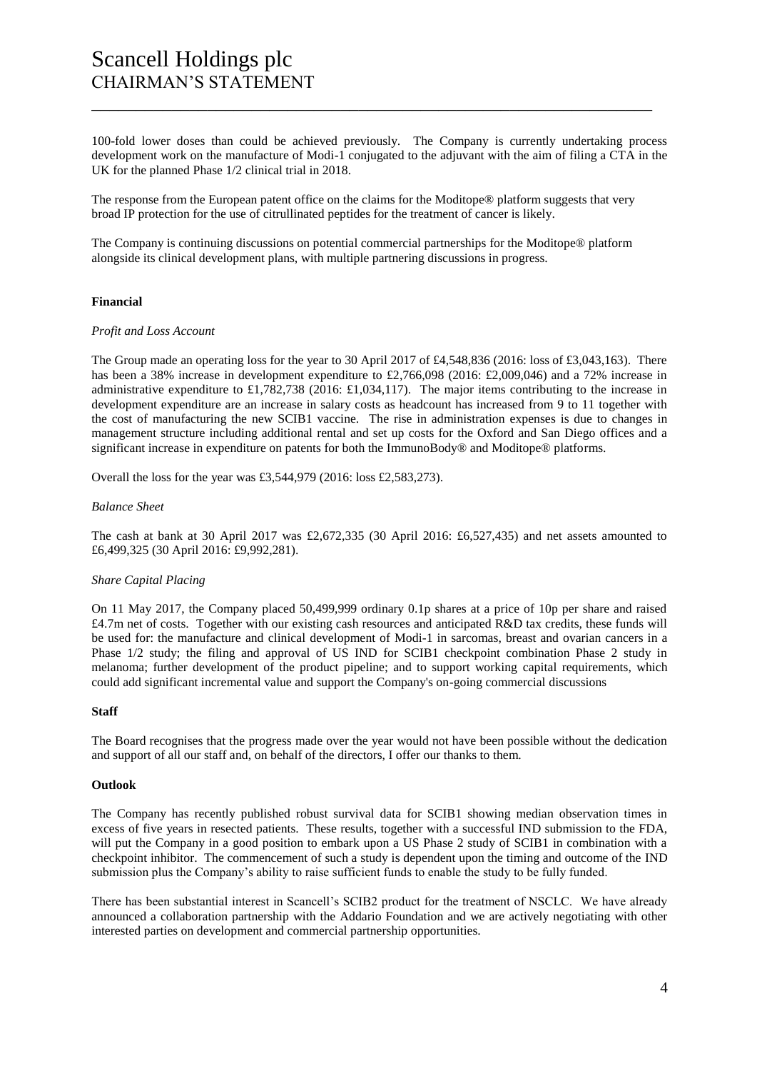100-fold lower doses than could be achieved previously. The Company is currently undertaking process development work on the manufacture of Modi-1 conjugated to the adjuvant with the aim of filing a CTA in the UK for the planned Phase 1/2 clinical trial in 2018.

The response from the European patent office on the claims for the Moditope® platform suggests that very broad IP protection for the use of citrullinated peptides for the treatment of cancer is likely.

The Company is continuing discussions on potential commercial partnerships for the Moditope® platform alongside its clinical development plans, with multiple partnering discussions in progress.

**Financial**

*Profit and Loss Account*

The Group made an operating loss for the year to 30 April 2017 of £4,548,836 (2016: loss of £3,043,163). There has been a 38% increase in development expenditure to £2,766,098 (2016: £2,009,046) and a 72% increase in administrative expenditure to £1,782,738 (2016: £1,034,117). The major items contributing to the increase in development expenditure are an increase in salary costs as headcount has increased from 9 to 11 together with the cost of manufacturing the new SCIB1 vaccine. The rise in administration expenses is due to changes in management structure including additional rental and set up costs for the Oxford and San Diego offices and a significant increase in expenditure on patents for both the ImmunoBody® and Moditope® platforms.

Overall the loss for the year was £3,544,979 (2016: loss £2,583,273).

*Balance Sheet*

The cash at bank at 30 April 2017 was £2,672,335 (30 April 2016: £6,527,435) and net assets amounted to £6,499,325 (30 April 2016: £9,992,281).

*Share Capital Placing*

On 11 May 2017, the Company placed 50,499,999 ordinary 0.1p shares at a price of 10p per share and raised £4.7m net of costs. Together with our existing cash resources and anticipated R&D tax credits, these funds will be used for: the manufacture and clinical development of Modi-1 in sarcomas, breast and ovarian cancers in a Phase 1/2 study; the filing and approval of US IND for SCIB1 checkpoint combination Phase 2 study in melanoma; further development of the product pipeline; and to support working capital requirements, which could add significant incremental value and support the Company's on-going commercial discussions

**Staff**

The Board recognises that the progress made over the year would not have been possible without the dedication and support of all our staff and, on behalf of the directors, I offer our thanks to them.

**Outlook**

The Company has recently published robust survival data for SCIB1 showing median observation times in excess of five years in resected patients. These results, together with a successful IND submission to the FDA, will put the Company in a good position to embark upon a US Phase 2 study of SCIB1 in combination with a checkpoint inhibitor. The commencement of such a study is dependent upon the timing and outcome of the IND submission plus the Company's ability to raise sufficient funds to enable the study to be fully funded.

There has been substantial interest in Scancell's SCIB2 product for the treatment of NSCLC. We have already announced a collaboration partnership with the Addario Foundation and we are actively negotiating with other interested parties on development and commercial partnership opportunities.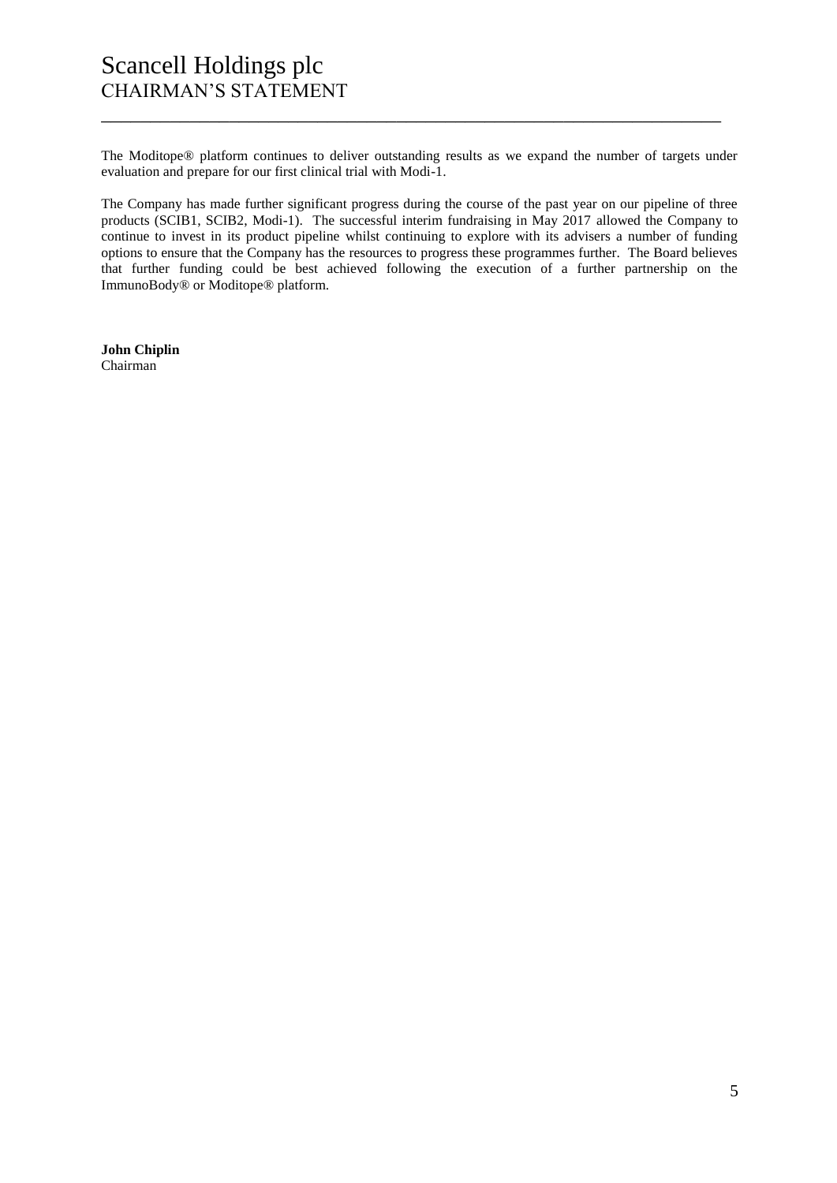# Scancell Holdings plc
## CHAIRMAN'S STATEMENT

The Moditope® platform continues to deliver outstanding results as we expand the number of targets under evaluation and prepare for our first clinical trial with Modi-1.

The Company has made further significant progress during the course of the past year on our pipeline of three products (SCIB1, SCIB2, Modi-1). The successful interim fundraising in May 2017 allowed the Company to continue to invest in its product pipeline whilst continuing to explore with its advisers a number of funding options to ensure that the Company has the resources to progress these programmes further. The Board believes that further funding could be best achieved following the execution of a further partnership on the ImmunoBody® or Moditope® platform.

**John Chiplin**
Chairman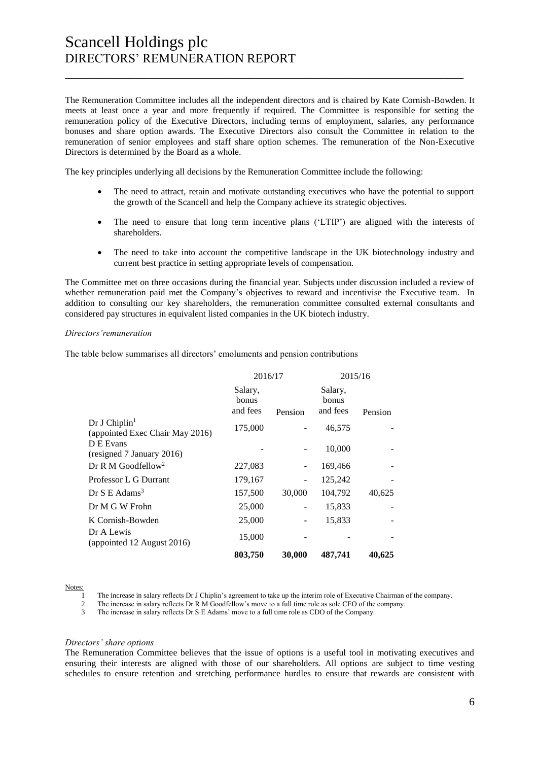# Scancell Holdings plc
## DIRECTORS' REMUNERATION REPORT

The Remuneration Committee includes all the independent directors and is chaired by Kate Cornish-Bowden. It meets at least once a year and more frequently if required. The Committee is responsible for setting the remuneration policy of the Executive Directors, including terms of employment, salaries, any performance bonuses and share option awards. The Executive Directors also consult the Committee in relation to the remuneration of senior employees and staff share option schemes. The remuneration of the Non-Executive Directors is determined by the Board as a whole.

The key principles underlying all decisions by the Remuneration Committee include the following:

- The need to attract, retain and motivate outstanding executives who have the potential to support the growth of the Scancell and help the Company achieve its strategic objectives.
- The need to ensure that long term incentive plans ('LTIP') are aligned with the interests of shareholders.
- The need to take into account the competitive landscape in the UK biotechnology industry and current best practice in setting appropriate levels of compensation.

The Committee met on three occasions during the financial year. Subjects under discussion included a review of whether remuneration paid met the Company's objectives to reward and incentivise the Executive team. In addition to consulting our key shareholders, the remuneration committee consulted external consultants and considered pay structures in equivalent listed companies in the UK biotech industry.

*Directors'remuneration*

The table below summarises all directors' emoluments and pension contributions

| | 2016/17 | | 2015/16 | |
|---|---|---|---|---|
| | Salary, bonus and fees | Pension | Salary, bonus and fees | Pension |
| Dr J Chiplin[1] (appointed Exec Chair May 2016) | 175,000 | - | 46,575 | - |
| D E Evans (resigned 7 January 2016) | - | - | 10,000 | - |
| Dr R M Goodfellow[2] | 227,083 | - | 169,466 | - |
| Professor L G Durrant | 179,167 | - | 125,242 | - |
| Dr S E Adams[3] | 157,500 | 30,000 | 104,792 | 40,625 |
| Dr M G W Frohn | 25,000 | - | 15,833 | - |
| K Cornish-Bowden | 25,000 | - | 15,833 | - |
| Dr A Lewis (appointed 12 August 2016) | 15,000 | - | - | - |
| | **803,750** | **30,000** | **487,741** | **40,625** |

Notes:

1. The increase in salary reflects Dr J Chiplin's agreement to take up the interim role of Executive Chairman of the company.
2. The increase in salary reflects Dr R M Goodfellow's move to a full time role as sole CEO of the company.
3. The increase in salary reflects Dr S E Adams' move to a full time role as CDO of the Company.

*Directors' share options*

The Remuneration Committee believes that the issue of options is a useful tool in motivating executives and ensuring their interests are aligned with those of our shareholders. All options are subject to time vesting schedules to ensure retention and stretching performance hurdles to ensure that rewards are consistent with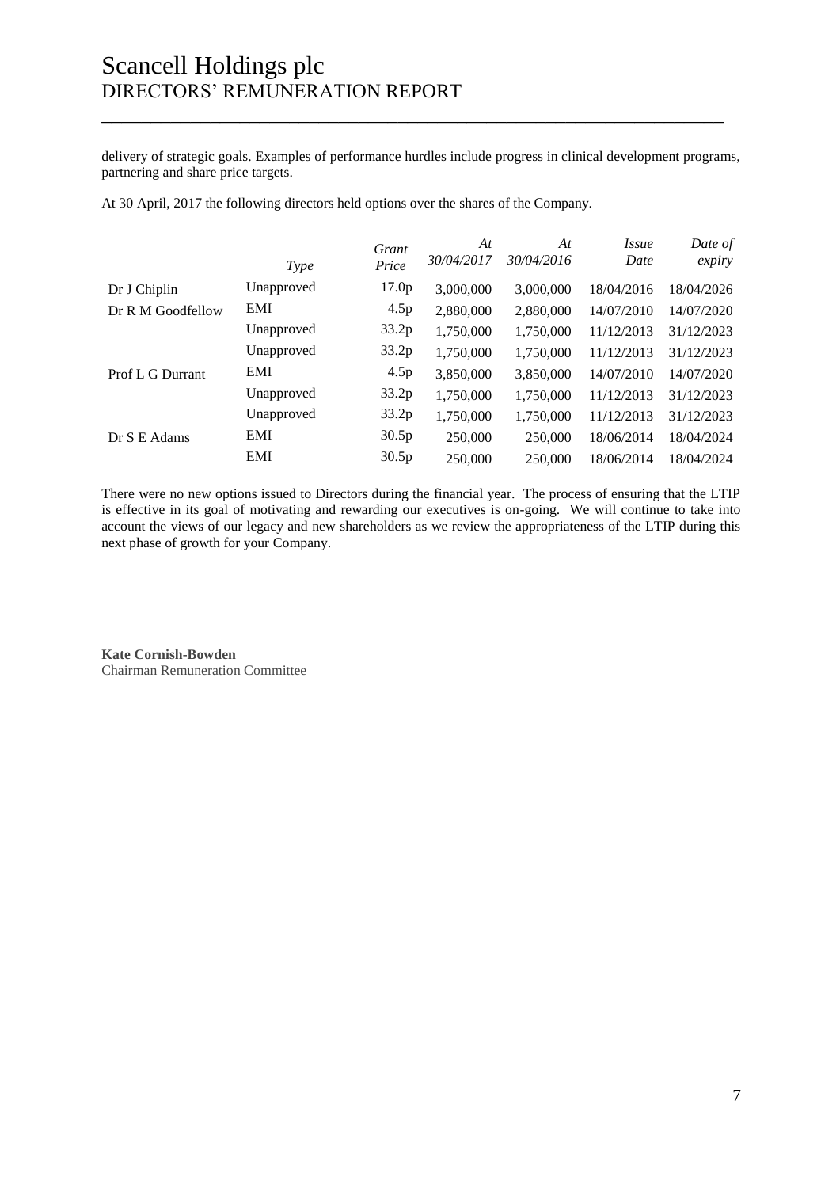delivery of strategic goals. Examples of performance hurdles include progress in clinical development programs, partnering and share price targets.

At 30 April, 2017 the following directors held options over the shares of the Company.

| | *Type* | *Grant Price* | *At 30/04/2017* | *At 30/04/2016* | *Issue Date* | *Date of expiry* |
|---|---|---|---|---|---|---|
| Dr J Chiplin | Unapproved | 17.0p | 3,000,000 | 3,000,000 | 18/04/2016 | 18/04/2026 |
| Dr R M Goodfellow | EMI | 4.5p | 2,880,000 | 2,880,000 | 14/07/2010 | 14/07/2020 |
| | Unapproved | 33.2p | 1,750,000 | 1,750,000 | 11/12/2013 | 31/12/2023 |
| | Unapproved | 33.2p | 1,750,000 | 1,750,000 | 11/12/2013 | 31/12/2023 |
| Prof L G Durrant | EMI | 4.5p | 3,850,000 | 3,850,000 | 14/07/2010 | 14/07/2020 |
| | Unapproved | 33.2p | 1,750,000 | 1,750,000 | 11/12/2013 | 31/12/2023 |
| | Unapproved | 33.2p | 1,750,000 | 1,750,000 | 11/12/2013 | 31/12/2023 |
| Dr S E Adams | EMI | 30.5p | 250,000 | 250,000 | 18/06/2014 | 18/04/2024 |
| | EMI | 30.5p | 250,000 | 250,000 | 18/06/2014 | 18/04/2024 |

There were no new options issued to Directors during the financial year. The process of ensuring that the LTIP is effective in its goal of motivating and rewarding our executives is on-going. We will continue to take into account the views of our legacy and new shareholders as we review the appropriateness of the LTIP during this next phase of growth for your Company.

**Kate Cornish-Bowden**
Chairman Remuneration Committee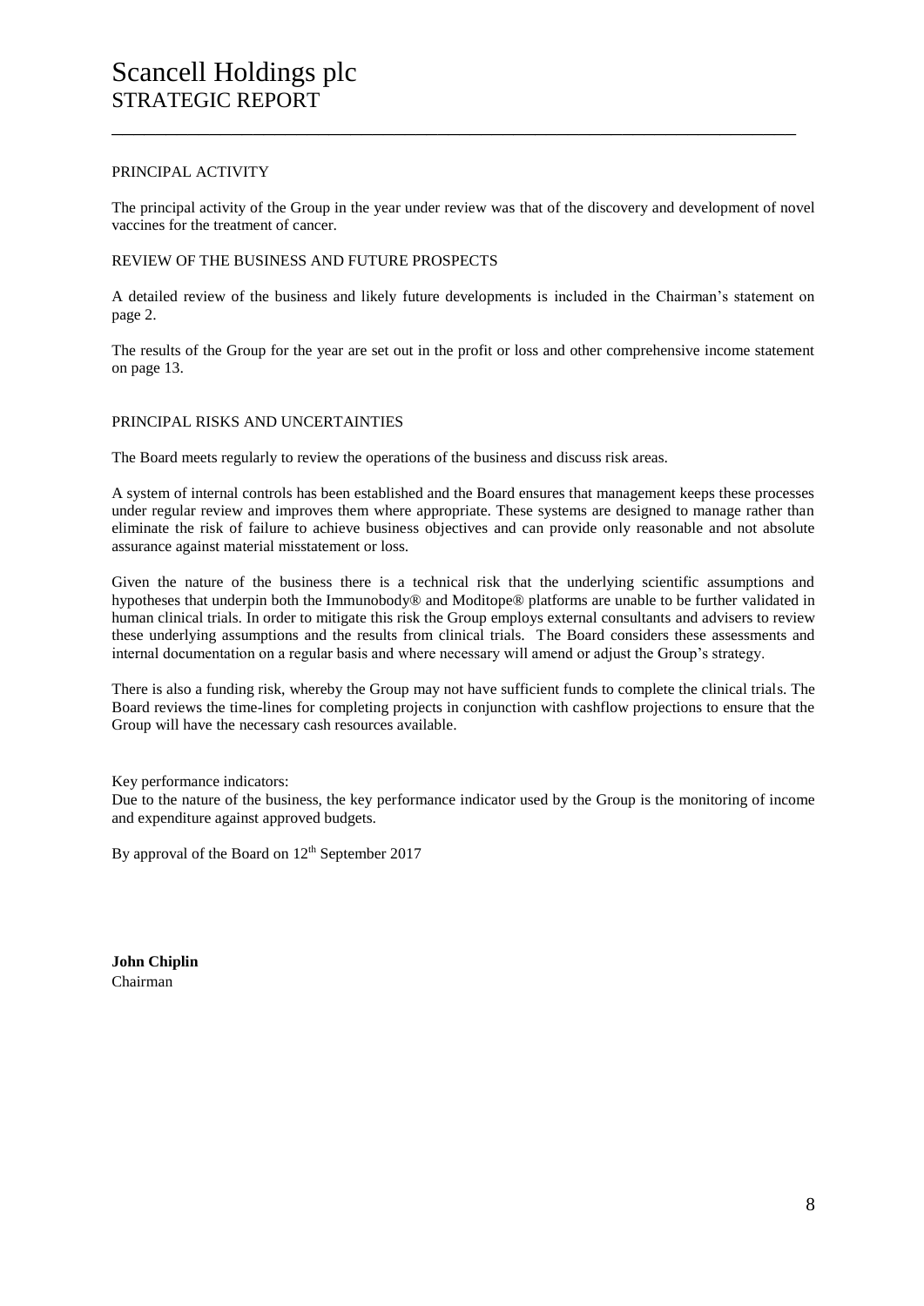# Scancell Holdings plc
## STRATEGIC REPORT

PRINCIPAL ACTIVITY

The principal activity of the Group in the year under review was that of the discovery and development of novel vaccines for the treatment of cancer.

REVIEW OF THE BUSINESS AND FUTURE PROSPECTS

A detailed review of the business and likely future developments is included in the Chairman's statement on page 2.

The results of the Group for the year are set out in the profit or loss and other comprehensive income statement on page 13.

PRINCIPAL RISKS AND UNCERTAINTIES

The Board meets regularly to review the operations of the business and discuss risk areas.

A system of internal controls has been established and the Board ensures that management keeps these processes under regular review and improves them where appropriate. These systems are designed to manage rather than eliminate the risk of failure to achieve business objectives and can provide only reasonable and not absolute assurance against material misstatement or loss.

Given the nature of the business there is a technical risk that the underlying scientific assumptions and hypotheses that underpin both the Immunobody® and Moditope® platforms are unable to be further validated in human clinical trials. In order to mitigate this risk the Group employs external consultants and advisers to review these underlying assumptions and the results from clinical trials. The Board considers these assessments and internal documentation on a regular basis and where necessary will amend or adjust the Group's strategy.

There is also a funding risk, whereby the Group may not have sufficient funds to complete the clinical trials. The Board reviews the time-lines for completing projects in conjunction with cashflow projections to ensure that the Group will have the necessary cash resources available.

Key performance indicators:
Due to the nature of the business, the key performance indicator used by the Group is the monitoring of income and expenditure against approved budgets.

By approval of the Board on 12th September 2017

**John Chiplin**
Chairman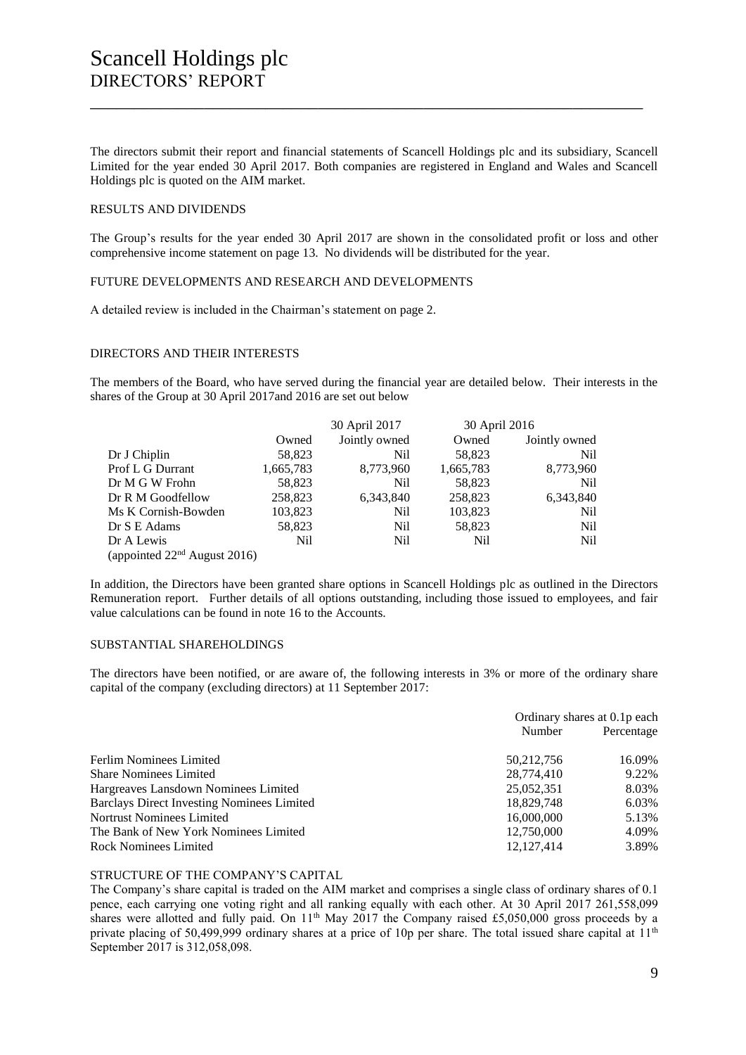# Scancell Holdings plc
## DIRECTORS' REPORT

The directors submit their report and financial statements of Scancell Holdings plc and its subsidiary, Scancell Limited for the year ended 30 April 2017. Both companies are registered in England and Wales and Scancell Holdings plc is quoted on the AIM market.

RESULTS AND DIVIDENDS

The Group's results for the year ended 30 April 2017 are shown in the consolidated profit or loss and other comprehensive income statement on page 13. No dividends will be distributed for the year.

FUTURE DEVELOPMENTS AND RESEARCH AND DEVELOPMENTS

A detailed review is included in the Chairman's statement on page 2.

DIRECTORS AND THEIR INTERESTS

The members of the Board, who have served during the financial year are detailed below. Their interests in the shares of the Group at 30 April 2017and 2016 are set out below

| | 30 April 2017 | | 30 April 2016 | |
|---|---|---|---|---|
| | Owned | Jointly owned | Owned | Jointly owned |
| Dr J Chiplin | 58,823 | Nil | 58,823 | Nil |
| Prof L G Durrant | 1,665,783 | 8,773,960 | 1,665,783 | 8,773,960 |
| Dr M G W Frohn | 58,823 | Nil | 58,823 | Nil |
| Dr R M Goodfellow | 258,823 | 6,343,840 | 258,823 | 6,343,840 |
| Ms K Cornish-Bowden | 103,823 | Nil | 103,823 | Nil |
| Dr S E Adams | 58,823 | Nil | 58,823 | Nil |
| Dr A Lewis (appointed 22nd August 2016) | Nil | Nil | Nil | Nil |

In addition, the Directors have been granted share options in Scancell Holdings plc as outlined in the Directors Remuneration report. Further details of all options outstanding, including those issued to employees, and fair value calculations can be found in note 16 to the Accounts.

SUBSTANTIAL SHAREHOLDINGS

The directors have been notified, or are aware of, the following interests in 3% or more of the ordinary share capital of the company (excluding directors) at 11 September 2017:

| | Ordinary shares at 0.1p each | |
|---|---|---|
| | Number | Percentage |
| Ferlim Nominees Limited | 50,212,756 | 16.09% |
| Share Nominees Limited | 28,774,410 | 9.22% |
| Hargreaves Lansdown Nominees Limited | 25,052,351 | 8.03% |
| Barclays Direct Investing Nominees Limited | 18,829,748 | 6.03% |
| Nortrust Nominees Limited | 16,000,000 | 5.13% |
| The Bank of New York Nominees Limited | 12,750,000 | 4.09% |
| Rock Nominees Limited | 12,127,414 | 3.89% |

STRUCTURE OF THE COMPANY'S CAPITAL

The Company's share capital is traded on the AIM market and comprises a single class of ordinary shares of 0.1 pence, each carrying one voting right and all ranking equally with each other. At 30 April 2017 261,558,099 shares were allotted and fully paid. On 11th May 2017 the Company raised £5,050,000 gross proceeds by a private placing of 50,499,999 ordinary shares at a price of 10p per share. The total issued share capital at 11th September 2017 is 312,058,098.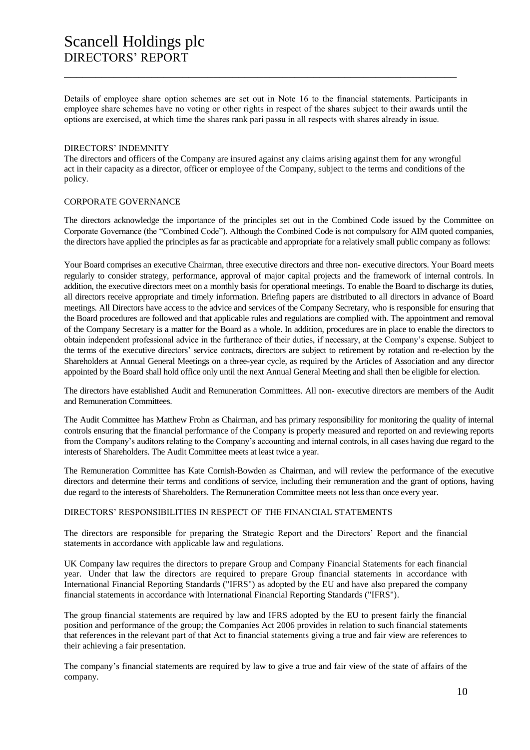Details of employee share option schemes are set out in Note 16 to the financial statements. Participants in employee share schemes have no voting or other rights in respect of the shares subject to their awards until the options are exercised, at which time the shares rank pari passu in all respects with shares already in issue.

## DIRECTORS' INDEMNITY

The directors and officers of the Company are insured against any claims arising against them for any wrongful act in their capacity as a director, officer or employee of the Company, subject to the terms and conditions of the policy.

## CORPORATE GOVERNANCE

The directors acknowledge the importance of the principles set out in the Combined Code issued by the Committee on Corporate Governance (the "Combined Code"). Although the Combined Code is not compulsory for AIM quoted companies, the directors have applied the principles as far as practicable and appropriate for a relatively small public company as follows:

Your Board comprises an executive Chairman, three executive directors and three non- executive directors. Your Board meets regularly to consider strategy, performance, approval of major capital projects and the framework of internal controls. In addition, the executive directors meet on a monthly basis for operational meetings. To enable the Board to discharge its duties, all directors receive appropriate and timely information. Briefing papers are distributed to all directors in advance of Board meetings. All Directors have access to the advice and services of the Company Secretary, who is responsible for ensuring that the Board procedures are followed and that applicable rules and regulations are complied with. The appointment and removal of the Company Secretary is a matter for the Board as a whole. In addition, procedures are in place to enable the directors to obtain independent professional advice in the furtherance of their duties, if necessary, at the Company's expense. Subject to the terms of the executive directors' service contracts, directors are subject to retirement by rotation and re-election by the Shareholders at Annual General Meetings on a three-year cycle, as required by the Articles of Association and any director appointed by the Board shall hold office only until the next Annual General Meeting and shall then be eligible for election.

The directors have established Audit and Remuneration Committees. All non- executive directors are members of the Audit and Remuneration Committees.

The Audit Committee has Matthew Frohn as Chairman, and has primary responsibility for monitoring the quality of internal controls ensuring that the financial performance of the Company is properly measured and reported on and reviewing reports from the Company's auditors relating to the Company's accounting and internal controls, in all cases having due regard to the interests of Shareholders. The Audit Committee meets at least twice a year.

The Remuneration Committee has Kate Cornish-Bowden as Chairman, and will review the performance of the executive directors and determine their terms and conditions of service, including their remuneration and the grant of options, having due regard to the interests of Shareholders. The Remuneration Committee meets not less than once every year.

## DIRECTORS' RESPONSIBILITIES IN RESPECT OF THE FINANCIAL STATEMENTS

The directors are responsible for preparing the Strategic Report and the Directors' Report and the financial statements in accordance with applicable law and regulations.

UK Company law requires the directors to prepare Group and Company Financial Statements for each financial year. Under that law the directors are required to prepare Group financial statements in accordance with International Financial Reporting Standards ("IFRS") as adopted by the EU and have also prepared the company financial statements in accordance with International Financial Reporting Standards ("IFRS").

The group financial statements are required by law and IFRS adopted by the EU to present fairly the financial position and performance of the group; the Companies Act 2006 provides in relation to such financial statements that references in the relevant part of that Act to financial statements giving a true and fair view are references to their achieving a fair presentation.

The company's financial statements are required by law to give a true and fair view of the state of affairs of the company.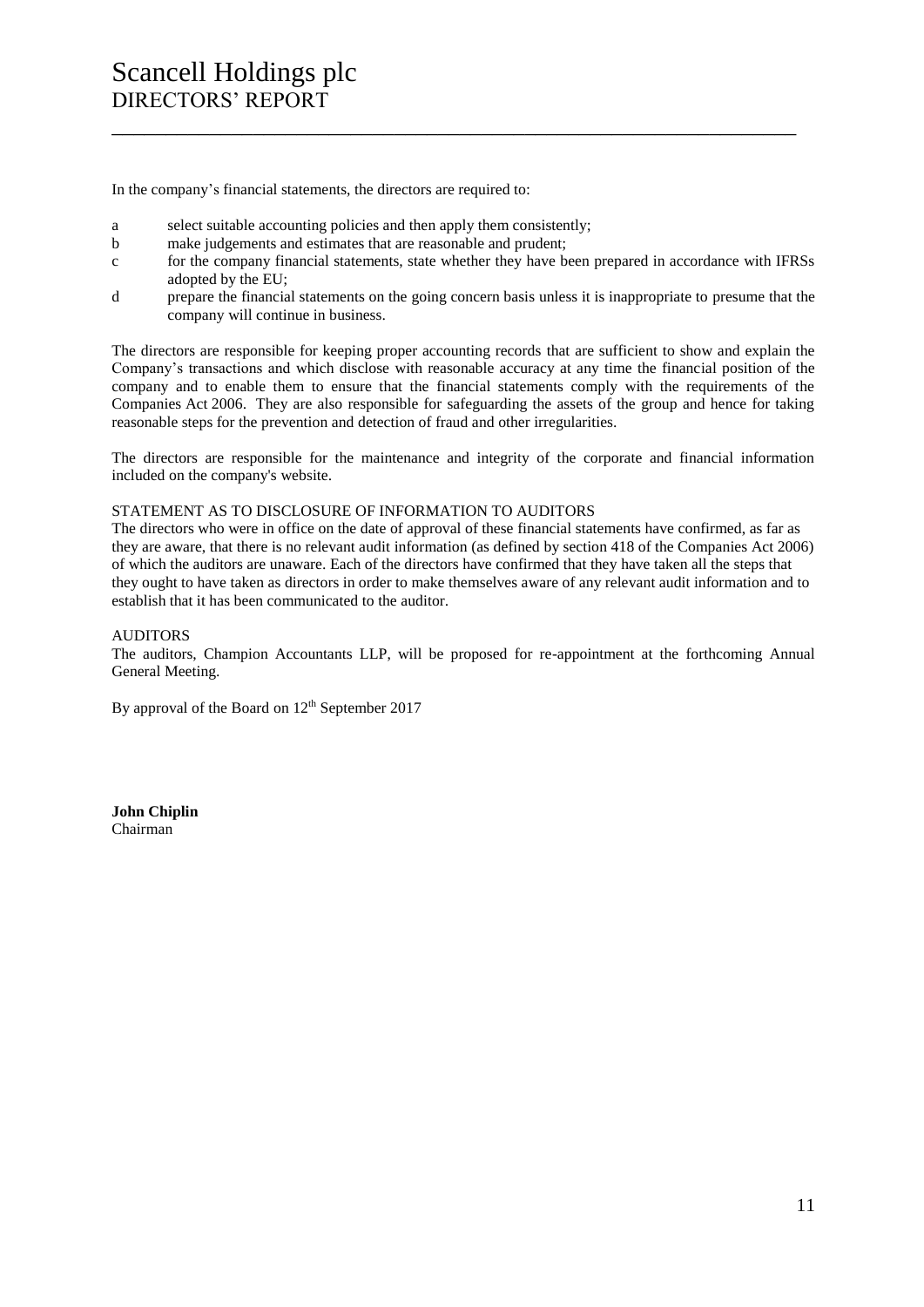In the company's financial statements, the directors are required to:

a select suitable accounting policies and then apply them consistently;

b make judgements and estimates that are reasonable and prudent;

c for the company financial statements, state whether they have been prepared in accordance with IFRSs adopted by the EU;

d prepare the financial statements on the going concern basis unless it is inappropriate to presume that the company will continue in business.

The directors are responsible for keeping proper accounting records that are sufficient to show and explain the Company's transactions and which disclose with reasonable accuracy at any time the financial position of the company and to enable them to ensure that the financial statements comply with the requirements of the Companies Act 2006. They are also responsible for safeguarding the assets of the group and hence for taking reasonable steps for the prevention and detection of fraud and other irregularities.

The directors are responsible for the maintenance and integrity of the corporate and financial information included on the company's website.

STATEMENT AS TO DISCLOSURE OF INFORMATION TO AUDITORS

The directors who were in office on the date of approval of these financial statements have confirmed, as far as they are aware, that there is no relevant audit information (as defined by section 418 of the Companies Act 2006) of which the auditors are unaware. Each of the directors have confirmed that they have taken all the steps that they ought to have taken as directors in order to make themselves aware of any relevant audit information and to establish that it has been communicated to the auditor.

AUDITORS

The auditors, Champion Accountants LLP, will be proposed for re-appointment at the forthcoming Annual General Meeting.

By approval of the Board on 12th September 2017

**John Chiplin**
Chairman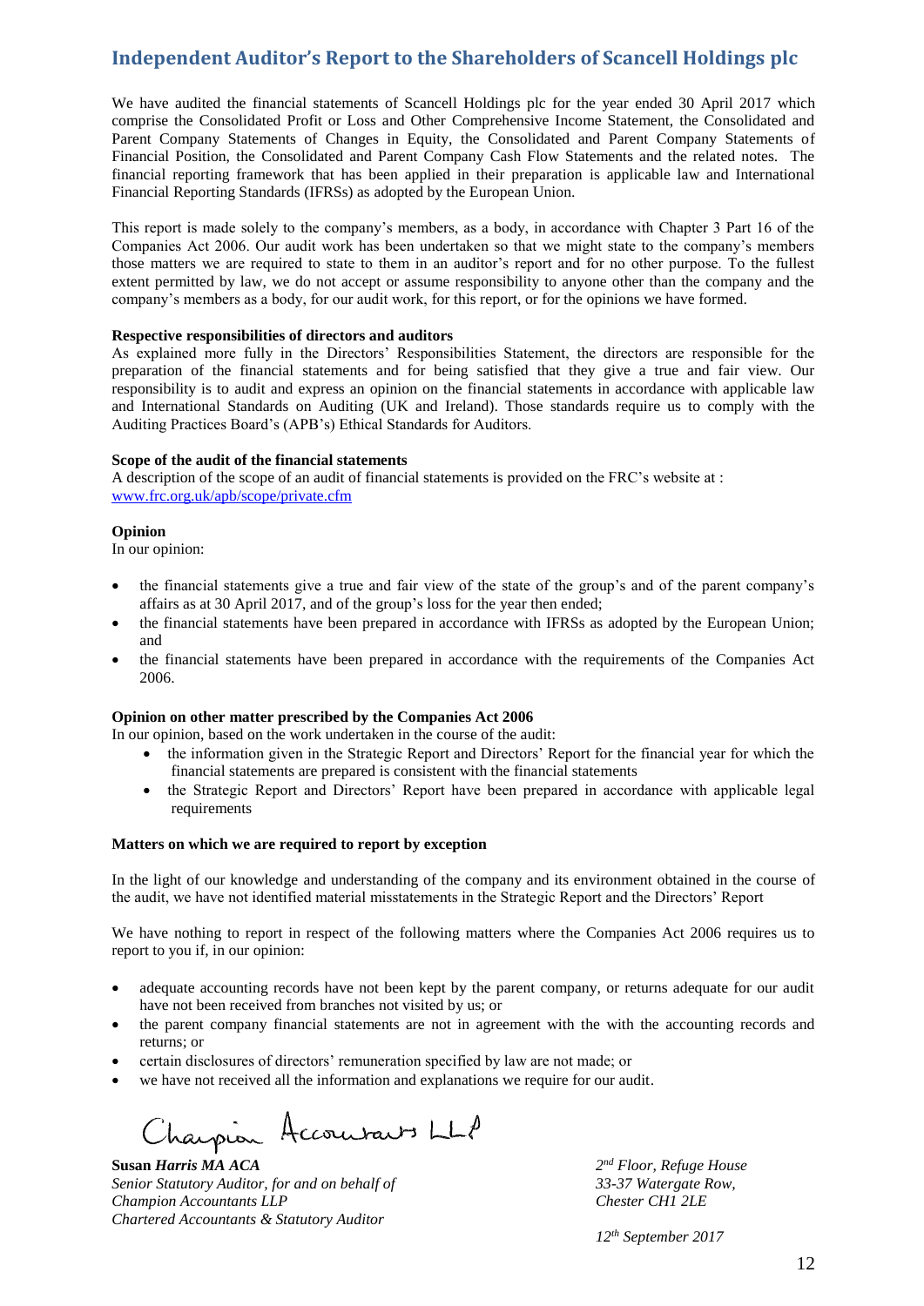# Independent Auditor's Report to the Shareholders of Scancell Holdings plc

We have audited the financial statements of Scancell Holdings plc for the year ended 30 April 2017 which comprise the Consolidated Profit or Loss and Other Comprehensive Income Statement, the Consolidated and Parent Company Statements of Changes in Equity, the Consolidated and Parent Company Statements of Financial Position, the Consolidated and Parent Company Cash Flow Statements and the related notes. The financial reporting framework that has been applied in their preparation is applicable law and International Financial Reporting Standards (IFRSs) as adopted by the European Union.

This report is made solely to the company's members, as a body, in accordance with Chapter 3 Part 16 of the Companies Act 2006. Our audit work has been undertaken so that we might state to the company's members those matters we are required to state to them in an auditor's report and for no other purpose. To the fullest extent permitted by law, we do not accept or assume responsibility to anyone other than the company and the company's members as a body, for our audit work, for this report, or for the opinions we have formed.

**Respective responsibilities of directors and auditors**

As explained more fully in the Directors' Responsibilities Statement, the directors are responsible for the preparation of the financial statements and for being satisfied that they give a true and fair view. Our responsibility is to audit and express an opinion on the financial statements in accordance with applicable law and International Standards on Auditing (UK and Ireland). Those standards require us to comply with the Auditing Practices Board's (APB's) Ethical Standards for Auditors.

**Scope of the audit of the financial statements**

A description of the scope of an audit of financial statements is provided on the FRC's website at : www.frc.org.uk/apb/scope/private.cfm

**Opinion**

In our opinion:

- the financial statements give a true and fair view of the state of the group's and of the parent company's affairs as at 30 April 2017, and of the group's loss for the year then ended;
- the financial statements have been prepared in accordance with IFRSs as adopted by the European Union; and
- the financial statements have been prepared in accordance with the requirements of the Companies Act 2006.

**Opinion on other matter prescribed by the Companies Act 2006**

In our opinion, based on the work undertaken in the course of the audit:

- the information given in the Strategic Report and Directors' Report for the financial year for which the financial statements are prepared is consistent with the financial statements
- the Strategic Report and Directors' Report have been prepared in accordance with applicable legal requirements

**Matters on which we are required to report by exception**

In the light of our knowledge and understanding of the company and its environment obtained in the course of the audit, we have not identified material misstatements in the Strategic Report and the Directors' Report

We have nothing to report in respect of the following matters where the Companies Act 2006 requires us to report to you if, in our opinion:

- adequate accounting records have not been kept by the parent company, or returns adequate for our audit have not been received from branches not visited by us; or
- the parent company financial statements are not in agreement with the with the accounting records and returns; or
- certain disclosures of directors' remuneration specified by law are not made; or
- we have not received all the information and explanations we require for our audit.

Champion Accountants LLP

**Susan** ***Harris MA ACA***
*Senior Statutory Auditor, for and on behalf of*
*Champion Accountants LLP*
*Chartered Accountants & Statutory Auditor*

*2nd Floor, Refuge House*
*33-37 Watergate Row,*
*Chester CH1 2LE*

*12th September 2017*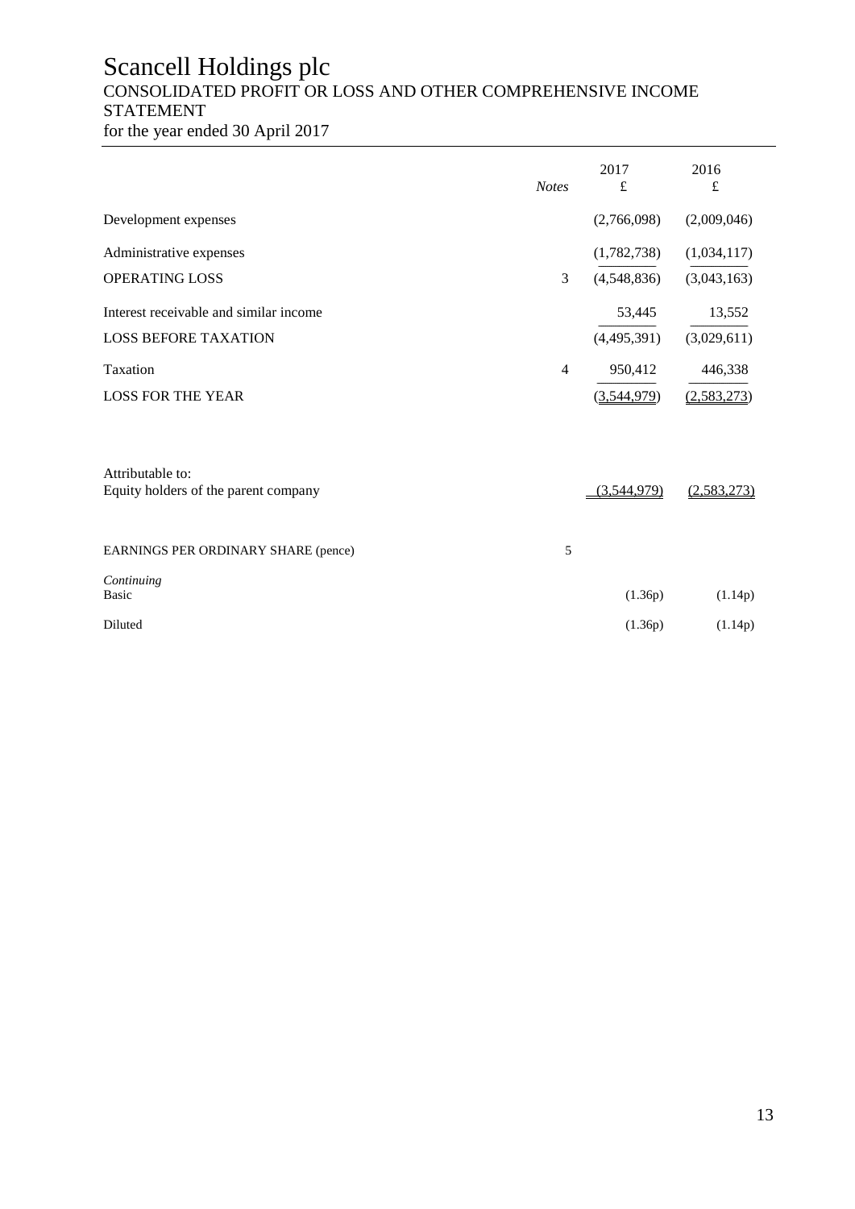# Scancell Holdings plc

## CONSOLIDATED PROFIT OR LOSS AND OTHER COMPREHENSIVE INCOME STATEMENT

for the year ended 30 April 2017

| | *Notes* | 2017<br>£ | 2016<br>£ |
|---|---|---|---|
| Development expenses | | (2,766,098) | (2,009,046) |
| Administrative expenses | | (1,782,738) | (1,034,117) |
| OPERATING LOSS | 3 | (4,548,836) | (3,043,163) |
| Interest receivable and similar income | | 53,445 | 13,552 |
| LOSS BEFORE TAXATION | | (4,495,391) | (3,029,611) |
| Taxation | 4 | 950,412 | 446,338 |
| LOSS FOR THE YEAR | | (3,544,979) | (2,583,273) |
| | | | |
| Attributable to: | | | |
| Equity holders of the parent company | | (3,544,979) | (2,583,273) |
| | | | |
| EARNINGS PER ORDINARY SHARE (pence) | 5 | | |
| *Continuing* | | | |
| Basic | | (1.36p) | (1.14p) |
| Diluted | | (1.36p) | (1.14p) |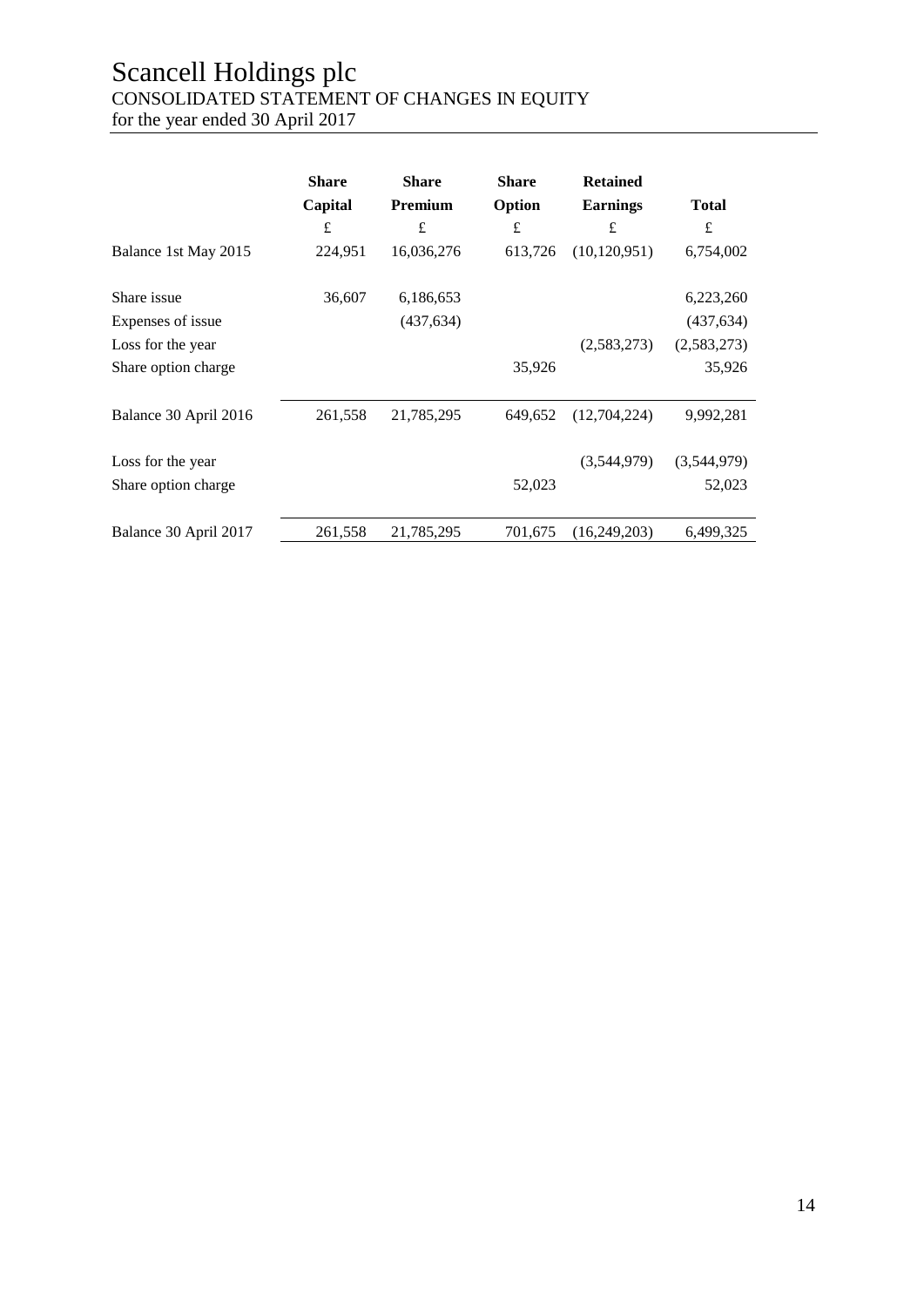# Scancell Holdings plc

## CONSOLIDATED STATEMENT OF CHANGES IN EQUITY

for the year ended 30 April 2017

| | Share Capital | Share Premium | Share Option | Retained Earnings | Total |
|---|---|---|---|---|---|
| | £ | £ | £ | £ | £ |
| Balance 1st May 2015 | 224,951 | 16,036,276 | 613,726 | (10,120,951) | 6,754,002 |
| Share issue | 36,607 | 6,186,653 | | | 6,223,260 |
| Expenses of issue | | (437,634) | | | (437,634) |
| Loss for the year | | | | (2,583,273) | (2,583,273) |
| Share option charge | | | 35,926 | | 35,926 |
| Balance 30 April 2016 | 261,558 | 21,785,295 | 649,652 | (12,704,224) | 9,992,281 |
| Loss for the year | | | | (3,544,979) | (3,544,979) |
| Share option charge | | | 52,023 | | 52,023 |
| Balance 30 April 2017 | 261,558 | 21,785,295 | 701,675 | (16,249,203) | 6,499,325 |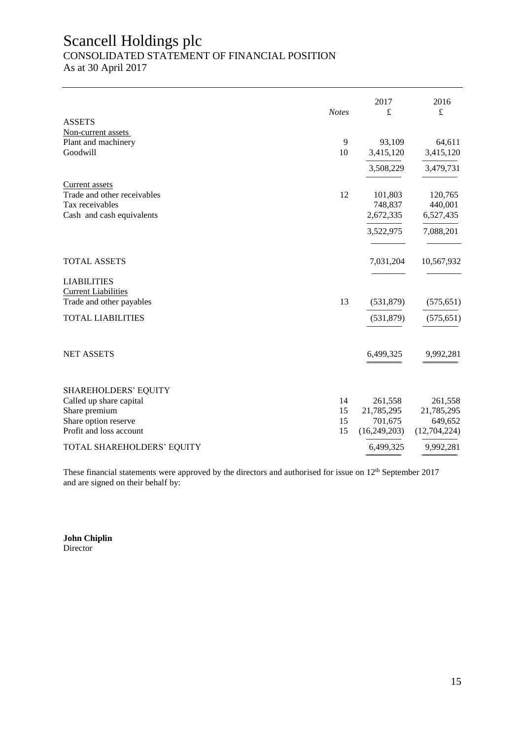# Scancell Holdings plc

## CONSOLIDATED STATEMENT OF FINANCIAL POSITION

As at 30 April 2017

| | *Notes* | 2017<br>£ | 2016<br>£ |
|---|---|---|---|
| ASSETS | | | |
| Non-current assets | | | |
| Plant and machinery | 9 | 93,109 | 64,611 |
| Goodwill | 10 | 3,415,120 | 3,415,120 |
| | | 3,508,229 | 3,479,731 |
| Current assets | | | |
| Trade and other receivables | 12 | 101,803 | 120,765 |
| Tax receivables | | 748,837 | 440,001 |
| Cash and cash equivalents | | 2,672,335 | 6,527,435 |
| | | 3,522,975 | 7,088,201 |
| TOTAL ASSETS | | 7,031,204 | 10,567,932 |
| LIABILITIES | | | |
| Current Liabilities | | | |
| Trade and other payables | 13 | (531,879) | (575,651) |
| TOTAL LIABILITIES | | (531,879) | (575,651) |
| NET ASSETS | | 6,499,325 | 9,992,281 |
| SHAREHOLDERS' EQUITY | | | |
| Called up share capital | 14 | 261,558 | 261,558 |
| Share premium | 15 | 21,785,295 | 21,785,295 |
| Share option reserve | 15 | 701,675 | 649,652 |
| Profit and loss account | 15 | (16,249,203) | (12,704,224) |
| TOTAL SHAREHOLDERS' EQUITY | | 6,499,325 | 9,992,281 |

These financial statements were approved by the directors and authorised for issue on 12th September 2017 and are signed on their behalf by:

**John Chiplin**
Director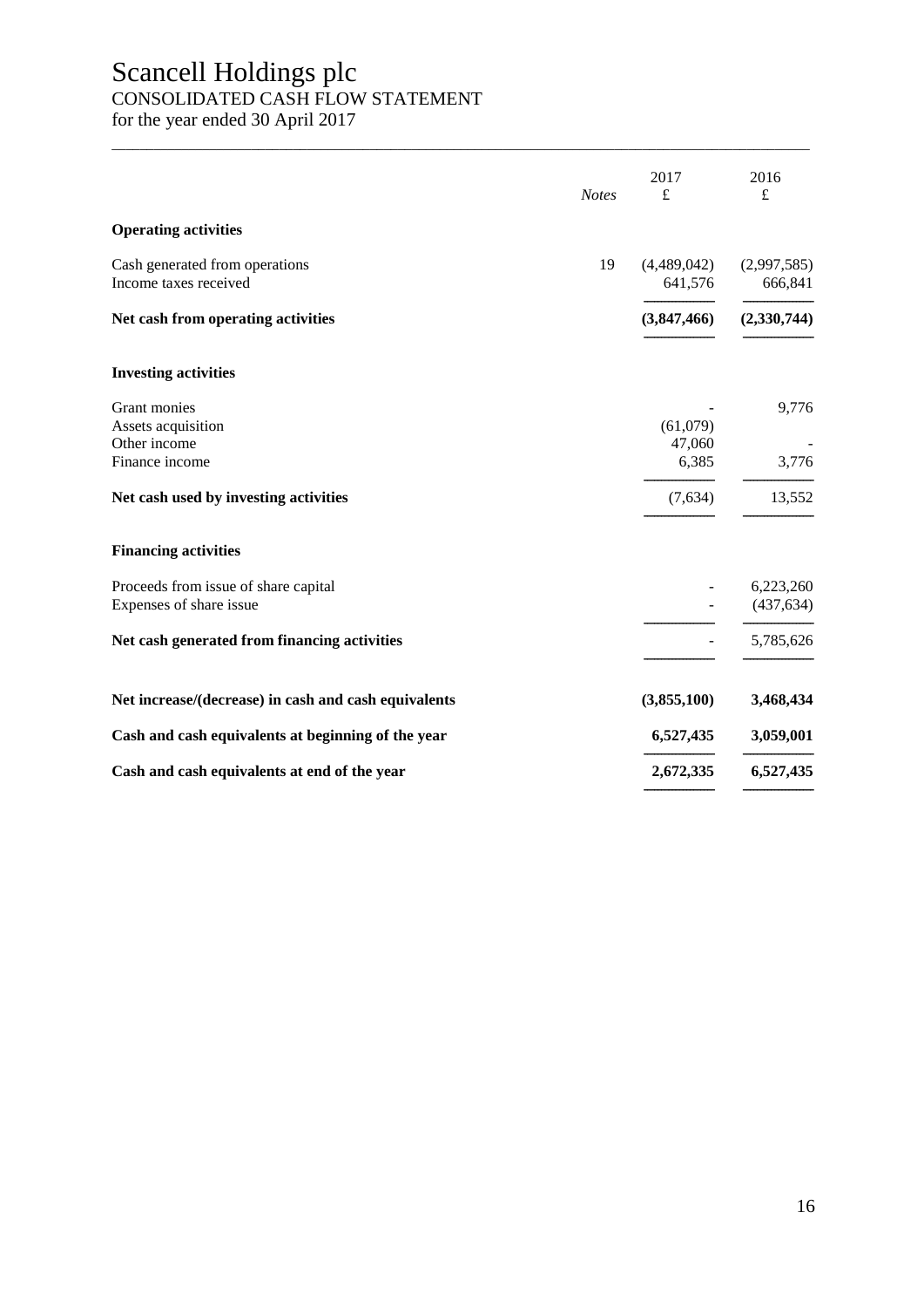# Scancell Holdings plc

## CONSOLIDATED CASH FLOW STATEMENT

for the year ended 30 April 2017

| | *Notes* | 2017 £ | 2016 £ |
|---|---|---|---|
| **Operating activities** | | | |
| Cash generated from operations | 19 | (4,489,042) | (2,997,585) |
| Income taxes received | | 641,576 | 666,841 |
| **Net cash from operating activities** | | **(3,847,466)** | **(2,330,744)** |
| **Investing activities** | | | |
| Grant monies | | - | 9,776 |
| Assets acquisition | | (61,079) | |
| Other income | | 47,060 | - |
| Finance income | | 6,385 | 3,776 |
| **Net cash used by investing activities** | | (7,634) | 13,552 |
| **Financing activities** | | | |
| Proceeds from issue of share capital | | - | 6,223,260 |
| Expenses of share issue | | - | (437,634) |
| **Net cash generated from financing activities** | | - | 5,785,626 |
| **Net increase/(decrease) in cash and cash equivalents** | | **(3,855,100)** | **3,468,434** |
| **Cash and cash equivalents at beginning of the year** | | **6,527,435** | **3,059,001** |
| **Cash and cash equivalents at end of the year** | | **2,672,335** | **6,527,435** |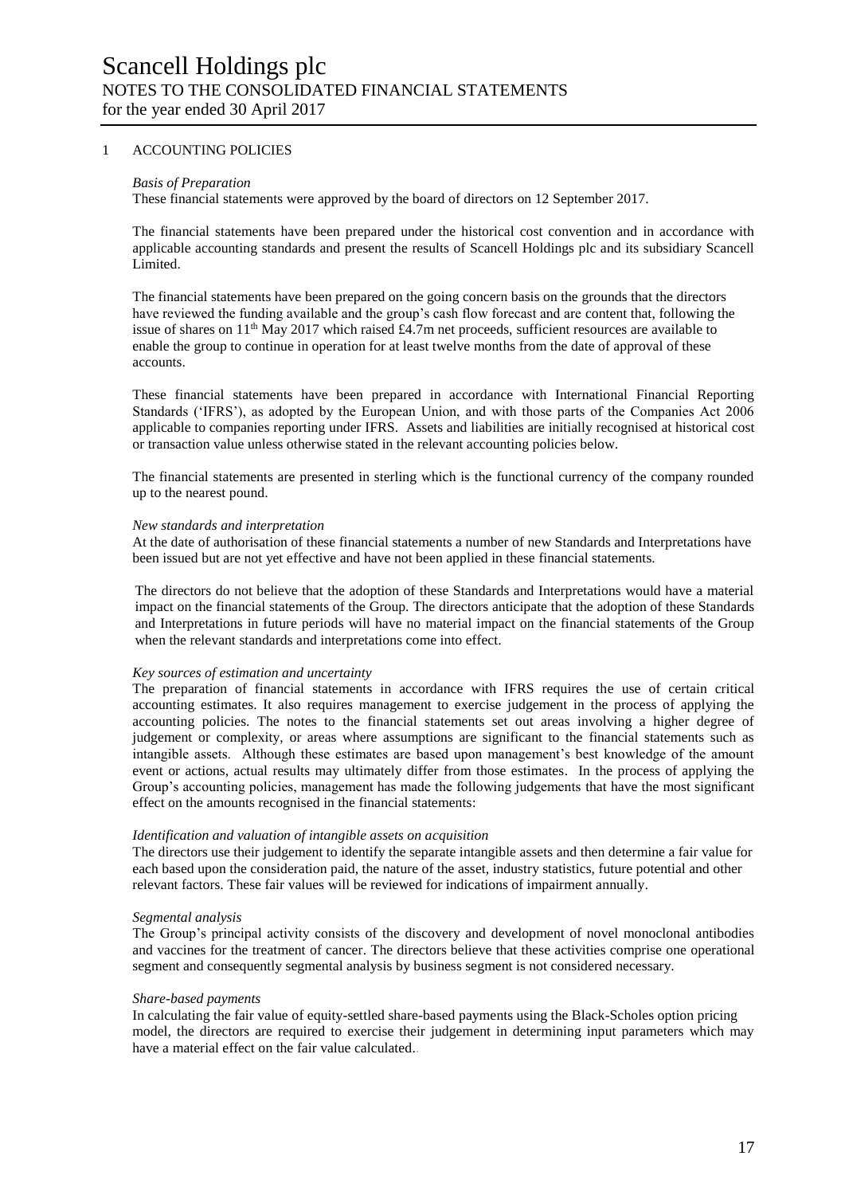# Scancell Holdings plc

## NOTES TO THE CONSOLIDATED FINANCIAL STATEMENTS

for the year ended 30 April 2017

### 1 ACCOUNTING POLICIES

*Basis of Preparation*

These financial statements were approved by the board of directors on 12 September 2017.

The financial statements have been prepared under the historical cost convention and in accordance with applicable accounting standards and present the results of Scancell Holdings plc and its subsidiary Scancell Limited.

The financial statements have been prepared on the going concern basis on the grounds that the directors have reviewed the funding available and the group's cash flow forecast and are content that, following the issue of shares on 11th May 2017 which raised £4.7m net proceeds, sufficient resources are available to enable the group to continue in operation for at least twelve months from the date of approval of these accounts.

These financial statements have been prepared in accordance with International Financial Reporting Standards ('IFRS'), as adopted by the European Union, and with those parts of the Companies Act 2006 applicable to companies reporting under IFRS. Assets and liabilities are initially recognised at historical cost or transaction value unless otherwise stated in the relevant accounting policies below.

The financial statements are presented in sterling which is the functional currency of the company rounded up to the nearest pound.

*New standards and interpretation*

At the date of authorisation of these financial statements a number of new Standards and Interpretations have been issued but are not yet effective and have not been applied in these financial statements.

The directors do not believe that the adoption of these Standards and Interpretations would have a material impact on the financial statements of the Group. The directors anticipate that the adoption of these Standards and Interpretations in future periods will have no material impact on the financial statements of the Group when the relevant standards and interpretations come into effect.

*Key sources of estimation and uncertainty*

The preparation of financial statements in accordance with IFRS requires the use of certain critical accounting estimates. It also requires management to exercise judgement in the process of applying the accounting policies. The notes to the financial statements set out areas involving a higher degree of judgement or complexity, or areas where assumptions are significant to the financial statements such as intangible assets. Although these estimates are based upon management's best knowledge of the amount event or actions, actual results may ultimately differ from those estimates. In the process of applying the Group's accounting policies, management has made the following judgements that have the most significant effect on the amounts recognised in the financial statements:

*Identification and valuation of intangible assets on acquisition*

The directors use their judgement to identify the separate intangible assets and then determine a fair value for each based upon the consideration paid, the nature of the asset, industry statistics, future potential and other relevant factors. These fair values will be reviewed for indications of impairment annually.

*Segmental analysis*

The Group's principal activity consists of the discovery and development of novel monoclonal antibodies and vaccines for the treatment of cancer. The directors believe that these activities comprise one operational segment and consequently segmental analysis by business segment is not considered necessary.

*Share-based payments*

In calculating the fair value of equity-settled share-based payments using the Black-Scholes option pricing model, the directors are required to exercise their judgement in determining input parameters which may have a material effect on the fair value calculated.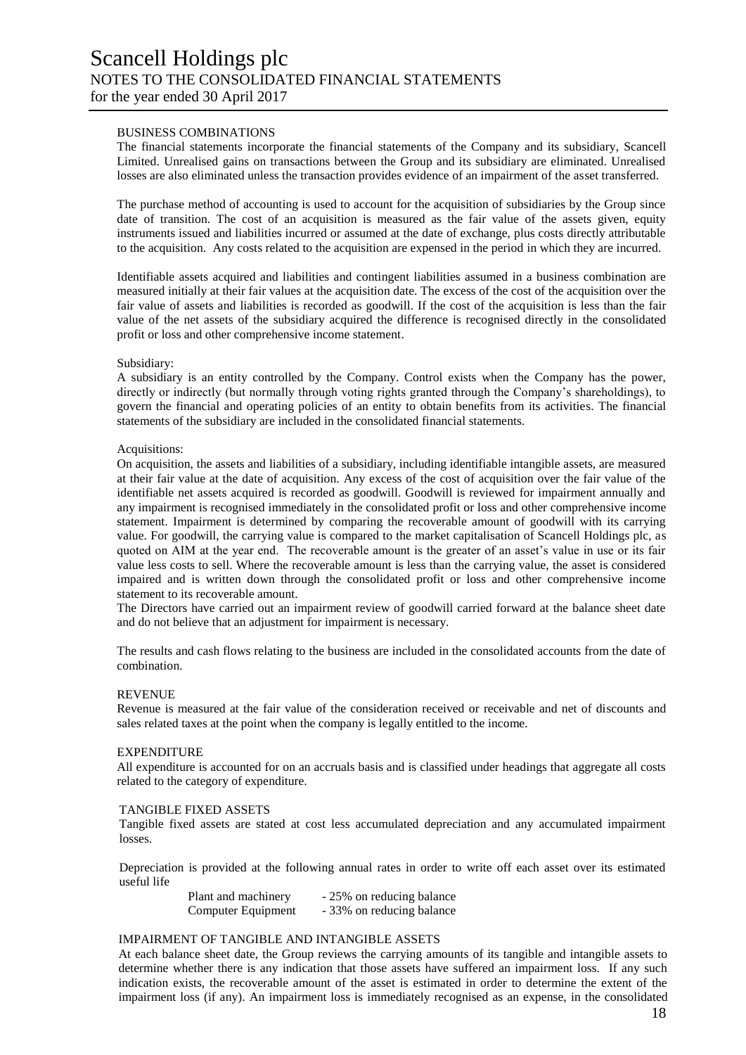#### BUSINESS COMBINATIONS

The financial statements incorporate the financial statements of the Company and its subsidiary, Scancell Limited. Unrealised gains on transactions between the Group and its subsidiary are eliminated. Unrealised losses are also eliminated unless the transaction provides evidence of an impairment of the asset transferred.

The purchase method of accounting is used to account for the acquisition of subsidiaries by the Group since date of transition. The cost of an acquisition is measured as the fair value of the assets given, equity instruments issued and liabilities incurred or assumed at the date of exchange, plus costs directly attributable to the acquisition. Any costs related to the acquisition are expensed in the period in which they are incurred.

Identifiable assets acquired and liabilities and contingent liabilities assumed in a business combination are measured initially at their fair values at the acquisition date. The excess of the cost of the acquisition over the fair value of assets and liabilities is recorded as goodwill. If the cost of the acquisition is less than the fair value of the net assets of the subsidiary acquired the difference is recognised directly in the consolidated profit or loss and other comprehensive income statement.

Subsidiary:

A subsidiary is an entity controlled by the Company. Control exists when the Company has the power, directly or indirectly (but normally through voting rights granted through the Company's shareholdings), to govern the financial and operating policies of an entity to obtain benefits from its activities. The financial statements of the subsidiary are included in the consolidated financial statements.

Acquisitions:

On acquisition, the assets and liabilities of a subsidiary, including identifiable intangible assets, are measured at their fair value at the date of acquisition. Any excess of the cost of acquisition over the fair value of the identifiable net assets acquired is recorded as goodwill. Goodwill is reviewed for impairment annually and any impairment is recognised immediately in the consolidated profit or loss and other comprehensive income statement. Impairment is determined by comparing the recoverable amount of goodwill with its carrying value. For goodwill, the carrying value is compared to the market capitalisation of Scancell Holdings plc, as quoted on AIM at the year end. The recoverable amount is the greater of an asset's value in use or its fair value less costs to sell. Where the recoverable amount is less than the carrying value, the asset is considered impaired and is written down through the consolidated profit or loss and other comprehensive income statement to its recoverable amount.

The Directors have carried out an impairment review of goodwill carried forward at the balance sheet date and do not believe that an adjustment for impairment is necessary.

The results and cash flows relating to the business are included in the consolidated accounts from the date of combination.

#### REVENUE

Revenue is measured at the fair value of the consideration received or receivable and net of discounts and sales related taxes at the point when the company is legally entitled to the income.

#### EXPENDITURE

All expenditure is accounted for on an accruals basis and is classified under headings that aggregate all costs related to the category of expenditure.

#### TANGIBLE FIXED ASSETS

Tangible fixed assets are stated at cost less accumulated depreciation and any accumulated impairment losses.

Depreciation is provided at the following annual rates in order to write off each asset over its estimated useful life

| | |
|---|---|
| Plant and machinery | - 25% on reducing balance |
| Computer Equipment | - 33% on reducing balance |

#### IMPAIRMENT OF TANGIBLE AND INTANGIBLE ASSETS

At each balance sheet date, the Group reviews the carrying amounts of its tangible and intangible assets to determine whether there is any indication that those assets have suffered an impairment loss. If any such indication exists, the recoverable amount of the asset is estimated in order to determine the extent of the impairment loss (if any). An impairment loss is immediately recognised as an expense, in the consolidated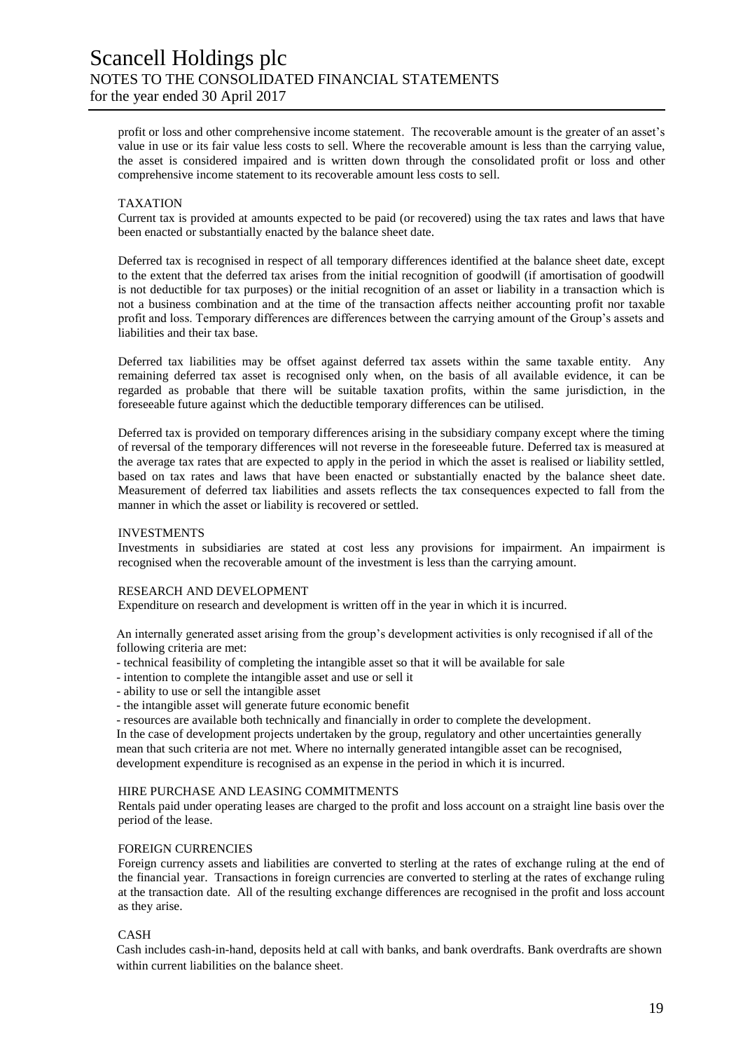profit or loss and other comprehensive income statement. The recoverable amount is the greater of an asset's value in use or its fair value less costs to sell. Where the recoverable amount is less than the carrying value, the asset is considered impaired and is written down through the consolidated profit or loss and other comprehensive income statement to its recoverable amount less costs to sell.

### TAXATION

Current tax is provided at amounts expected to be paid (or recovered) using the tax rates and laws that have been enacted or substantially enacted by the balance sheet date.

Deferred tax is recognised in respect of all temporary differences identified at the balance sheet date, except to the extent that the deferred tax arises from the initial recognition of goodwill (if amortisation of goodwill is not deductible for tax purposes) or the initial recognition of an asset or liability in a transaction which is not a business combination and at the time of the transaction affects neither accounting profit nor taxable profit and loss. Temporary differences are differences between the carrying amount of the Group's assets and liabilities and their tax base.

Deferred tax liabilities may be offset against deferred tax assets within the same taxable entity. Any remaining deferred tax asset is recognised only when, on the basis of all available evidence, it can be regarded as probable that there will be suitable taxation profits, within the same jurisdiction, in the foreseeable future against which the deductible temporary differences can be utilised.

Deferred tax is provided on temporary differences arising in the subsidiary company except where the timing of reversal of the temporary differences will not reverse in the foreseeable future. Deferred tax is measured at the average tax rates that are expected to apply in the period in which the asset is realised or liability settled, based on tax rates and laws that have been enacted or substantially enacted by the balance sheet date. Measurement of deferred tax liabilities and assets reflects the tax consequences expected to fall from the manner in which the asset or liability is recovered or settled.

### INVESTMENTS

Investments in subsidiaries are stated at cost less any provisions for impairment. An impairment is recognised when the recoverable amount of the investment is less than the carrying amount.

### RESEARCH AND DEVELOPMENT

Expenditure on research and development is written off in the year in which it is incurred.

An internally generated asset arising from the group's development activities is only recognised if all of the following criteria are met:

- technical feasibility of completing the intangible asset so that it will be available for sale
- intention to complete the intangible asset and use or sell it
- ability to use or sell the intangible asset
- the intangible asset will generate future economic benefit
- resources are available both technically and financially in order to complete the development.

In the case of development projects undertaken by the group, regulatory and other uncertainties generally mean that such criteria are not met. Where no internally generated intangible asset can be recognised, development expenditure is recognised as an expense in the period in which it is incurred.

### HIRE PURCHASE AND LEASING COMMITMENTS

Rentals paid under operating leases are charged to the profit and loss account on a straight line basis over the period of the lease.

### FOREIGN CURRENCIES

Foreign currency assets and liabilities are converted to sterling at the rates of exchange ruling at the end of the financial year. Transactions in foreign currencies are converted to sterling at the rates of exchange ruling at the transaction date. All of the resulting exchange differences are recognised in the profit and loss account as they arise.

### CASH

Cash includes cash-in-hand, deposits held at call with banks, and bank overdrafts. Bank overdrafts are shown within current liabilities on the balance sheet.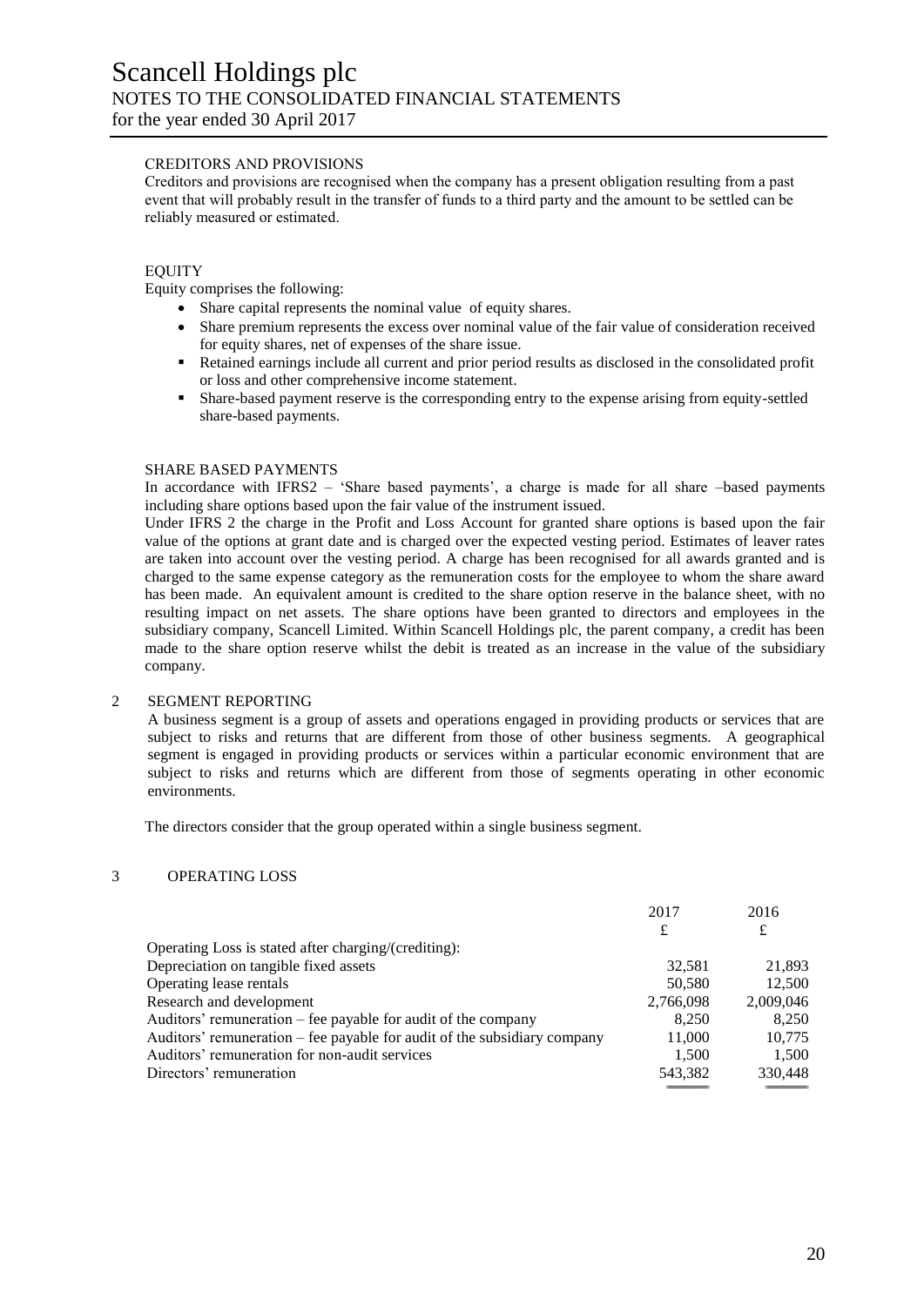#### CREDITORS AND PROVISIONS

Creditors and provisions are recognised when the company has a present obligation resulting from a past event that will probably result in the transfer of funds to a third party and the amount to be settled can be reliably measured or estimated.

#### EQUITY

Equity comprises the following:

- Share capital represents the nominal value of equity shares.
- Share premium represents the excess over nominal value of the fair value of consideration received for equity shares, net of expenses of the share issue.
- Retained earnings include all current and prior period results as disclosed in the consolidated profit or loss and other comprehensive income statement.
- Share-based payment reserve is the corresponding entry to the expense arising from equity-settled share-based payments.

#### SHARE BASED PAYMENTS

In accordance with IFRS2 – 'Share based payments', a charge is made for all share –based payments including share options based upon the fair value of the instrument issued.

Under IFRS 2 the charge in the Profit and Loss Account for granted share options is based upon the fair value of the options at grant date and is charged over the expected vesting period. Estimates of leaver rates are taken into account over the vesting period. A charge has been recognised for all awards granted and is charged to the same expense category as the remuneration costs for the employee to whom the share award has been made. An equivalent amount is credited to the share option reserve in the balance sheet, with no resulting impact on net assets. The share options have been granted to directors and employees in the subsidiary company, Scancell Limited. Within Scancell Holdings plc, the parent company, a credit has been made to the share option reserve whilst the debit is treated as an increase in the value of the subsidiary company.

## 2 SEGMENT REPORTING

A business segment is a group of assets and operations engaged in providing products or services that are subject to risks and returns that are different from those of other business segments. A geographical segment is engaged in providing products or services within a particular economic environment that are subject to risks and returns which are different from those of segments operating in other economic environments.

The directors consider that the group operated within a single business segment.

## 3 OPERATING LOSS

| | 2017 | 2016 |
|---|---|---|
| | £ | £ |
| Operating Loss is stated after charging/(crediting): | | |
| Depreciation on tangible fixed assets | 32,581 | 21,893 |
| Operating lease rentals | 50,580 | 12,500 |
| Research and development | 2,766,098 | 2,009,046 |
| Auditors' remuneration – fee payable for audit of the company | 8,250 | 8,250 |
| Auditors' remuneration – fee payable for audit of the subsidiary company | 11,000 | 10,775 |
| Auditors' remuneration for non-audit services | 1,500 | 1,500 |
| Directors' remuneration | 543,382 | 330,448 |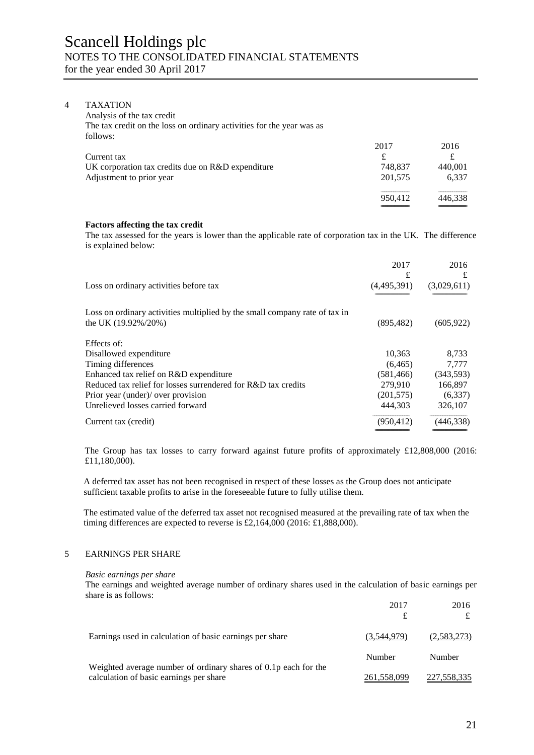# Scancell Holdings plc
## NOTES TO THE CONSOLIDATED FINANCIAL STATEMENTS
for the year ended 30 April 2017

## 4 TAXATION

Analysis of the tax credit

The tax credit on the loss on ordinary activities for the year was as follows:

| | 2017 | 2016 |
|---|---|---|
| Current tax | £ | £ |
| UK corporation tax credits due on R&D expenditure | 748,837 | 440,001 |
| Adjustment to prior year | 201,575 | 6,337 |
| | 950,412 | 446,338 |

**Factors affecting the tax credit**

The tax assessed for the years is lower than the applicable rate of corporation tax in the UK. The difference is explained below:

| | 2017 £ | 2016 £ |
|---|---|---|
| Loss on ordinary activities before tax | (4,495,391) | (3,029,611) |
| Loss on ordinary activities multiplied by the small company rate of tax in the UK (19.92%/20%) | (895,482) | (605,922) |
| Effects of: | | |
| Disallowed expenditure | 10,363 | 8,733 |
| Timing differences | (6,465) | 7,777 |
| Enhanced tax relief on R&D expenditure | (581,466) | (343,593) |
| Reduced tax relief for losses surrendered for R&D tax credits | 279,910 | 166,897 |
| Prior year (under)/ over provision | (201,575) | (6,337) |
| Unrelieved losses carried forward | 444,303 | 326,107 |
| Current tax (credit) | (950,412) | (446,338) |

The Group has tax losses to carry forward against future profits of approximately £12,808,000 (2016: £11,180,000).

A deferred tax asset has not been recognised in respect of these losses as the Group does not anticipate sufficient taxable profits to arise in the foreseeable future to fully utilise them.

The estimated value of the deferred tax asset not recognised measured at the prevailing rate of tax when the timing differences are expected to reverse is £2,164,000 (2016: £1,888,000).

## 5 EARNINGS PER SHARE

*Basic earnings per share*

The earnings and weighted average number of ordinary shares used in the calculation of basic earnings per share is as follows:

| | 2017 £ | 2016 £ |
|---|---|---|
| Earnings used in calculation of basic earnings per share | (3,544,979) | (2,583,273) |
| | Number | Number |
| Weighted average number of ordinary shares of 0.1p each for the calculation of basic earnings per share | 261,558,099 | 227,558,335 |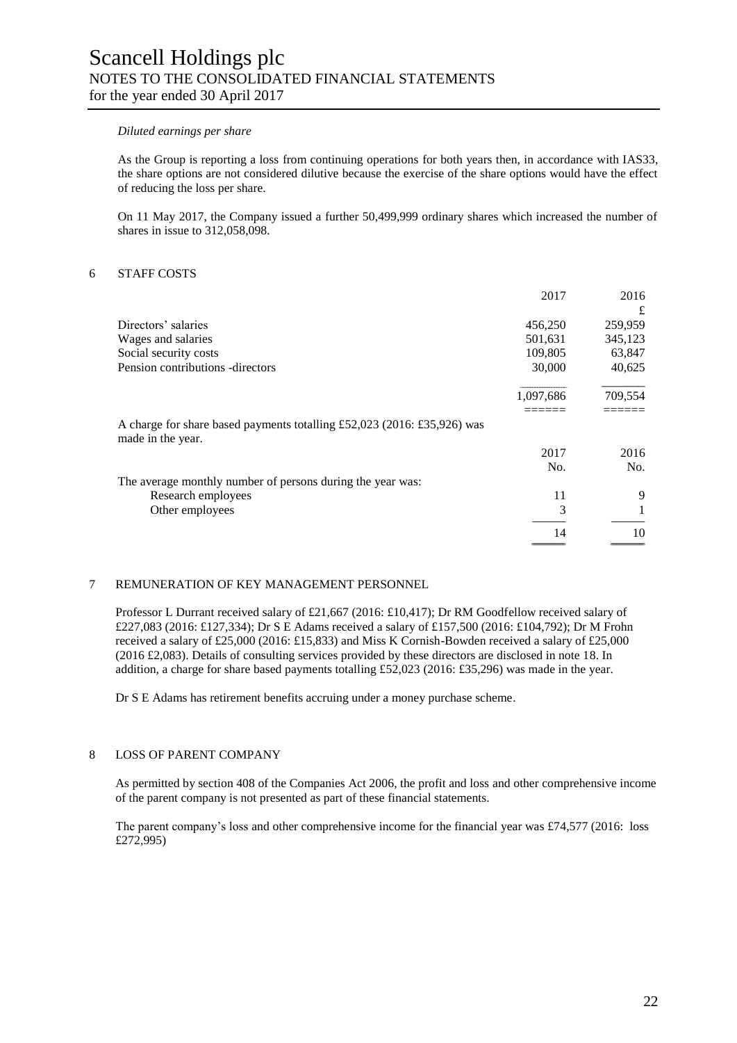*Diluted earnings per share*

As the Group is reporting a loss from continuing operations for both years then, in accordance with IAS33, the share options are not considered dilutive because the exercise of the share options would have the effect of reducing the loss per share.

On 11 May 2017, the Company issued a further 50,499,999 ordinary shares which increased the number of shares in issue to 312,058,098.

## 6 STAFF COSTS

| | 2017 | 2016 |
|---|---|---|
| | | £ |
| Directors' salaries | 456,250 | 259,959 |
| Wages and salaries | 501,631 | 345,123 |
| Social security costs | 109,805 | 63,847 |
| Pension contributions -directors | 30,000 | 40,625 |
| | 1,097,686 | 709,554 |

A charge for share based payments totalling £52,023 (2016: £35,926) was made in the year.

| | 2017 | 2016 |
|---|---|---|
| | No. | No. |
| The average monthly number of persons during the year was: | | |
| Research employees | 11 | 9 |
| Other employees | 3 | 1 |
| | 14 | 10 |

## 7 REMUNERATION OF KEY MANAGEMENT PERSONNEL

Professor L Durrant received salary of £21,667 (2016: £10,417); Dr RM Goodfellow received salary of £227,083 (2016: £127,334); Dr S E Adams received a salary of £157,500 (2016: £104,792); Dr M Frohn received a salary of £25,000 (2016: £15,833) and Miss K Cornish-Bowden received a salary of £25,000 (2016 £2,083). Details of consulting services provided by these directors are disclosed in note 18. In addition, a charge for share based payments totalling £52,023 (2016: £35,296) was made in the year.

Dr S E Adams has retirement benefits accruing under a money purchase scheme.

## 8 LOSS OF PARENT COMPANY

As permitted by section 408 of the Companies Act 2006, the profit and loss and other comprehensive income of the parent company is not presented as part of these financial statements.

The parent company's loss and other comprehensive income for the financial year was £74,577 (2016: loss £272,995)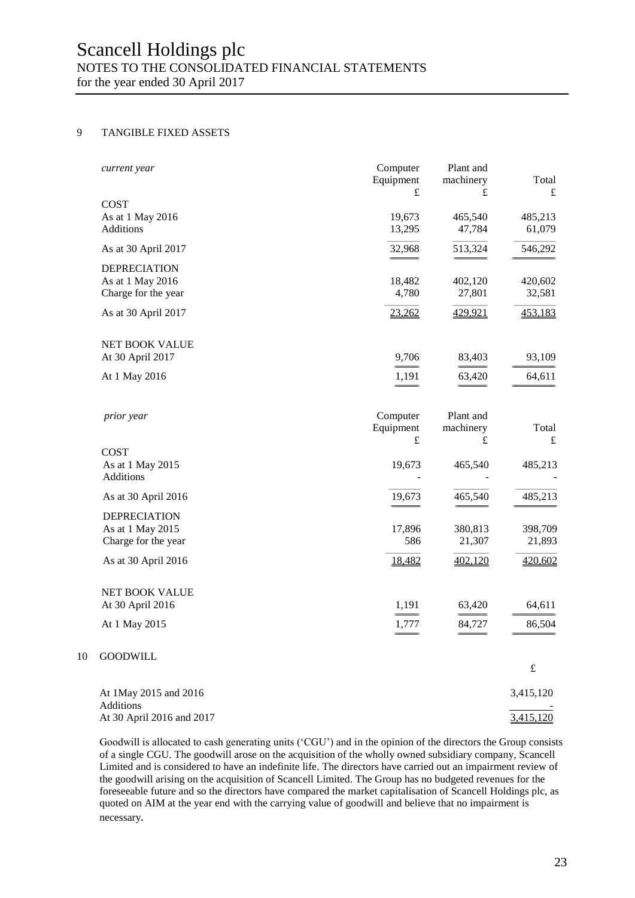## 9 TANGIBLE FIXED ASSETS

| *current year* | Computer Equipment £ | Plant and machinery £ | Total £ |
|---|---|---|---|
| **COST** | | | |
| As at 1 May 2016 | 19,673 | 465,540 | 485,213 |
| Additions | 13,295 | 47,784 | 61,079 |
| As at 30 April 2017 | 32,968 | 513,324 | 546,292 |
| **DEPRECIATION** | | | |
| As at 1 May 2016 | 18,482 | 402,120 | 420,602 |
| Charge for the year | 4,780 | 27,801 | 32,581 |
| As at 30 April 2017 | 23,262 | 429,921 | 453,183 |
| **NET BOOK VALUE** | | | |
| At 30 April 2017 | 9,706 | 83,403 | 93,109 |
| At 1 May 2016 | 1,191 | 63,420 | 64,611 |

| *prior year* | Computer Equipment £ | Plant and machinery £ | Total £ |
|---|---|---|---|
| **COST** | | | |
| As at 1 May 2015 | 19,673 | 465,540 | 485,213 |
| Additions | - | - | - |
| As at 30 April 2016 | 19,673 | 465,540 | 485,213 |
| **DEPRECIATION** | | | |
| As at 1 May 2015 | 17,896 | 380,813 | 398,709 |
| Charge for the year | 586 | 21,307 | 21,893 |
| As at 30 April 2016 | 18,482 | 402,120 | 420,602 |
| **NET BOOK VALUE** | | | |
| At 30 April 2016 | 1,191 | 63,420 | 64,611 |
| At 1 May 2015 | 1,777 | 84,727 | 86,504 |

## 10 GOODWILL

| | £ |
|---|---|
| At 1May 2015 and 2016 | 3,415,120 |
| Additions | - |
| At 30 April 2016 and 2017 | 3,415,120 |

Goodwill is allocated to cash generating units ('CGU') and in the opinion of the directors the Group consists of a single CGU. The goodwill arose on the acquisition of the wholly owned subsidiary company, Scancell Limited and is considered to have an indefinite life. The directors have carried out an impairment review of the goodwill arising on the acquisition of Scancell Limited. The Group has no budgeted revenues for the foreseeable future and so the directors have compared the market capitalisation of Scancell Holdings plc, as quoted on AIM at the year end with the carrying value of goodwill and believe that no impairment is necessary.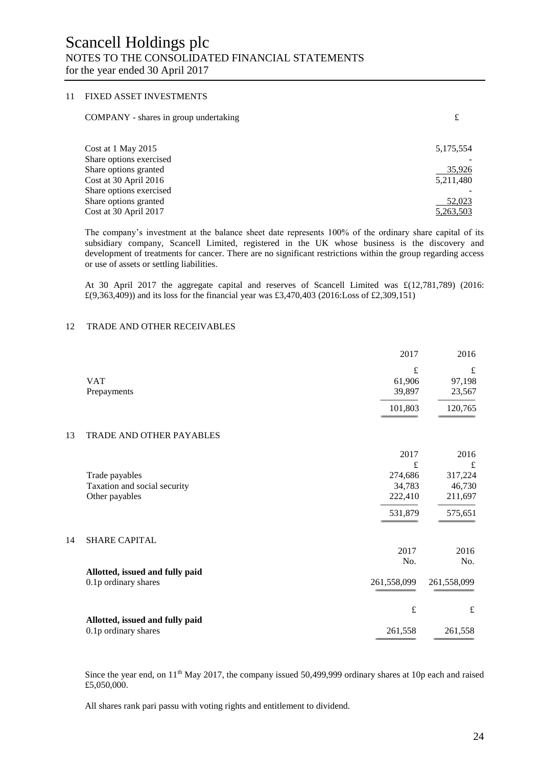## 11 FIXED ASSET INVESTMENTS

| COMPANY - shares in group undertaking | £ |
|---|---|
| Cost at 1 May 2015 | 5,175,554 |
| Share options exercised | - |
| Share options granted | 35,926 |
| Cost at 30 April 2016 | 5,211,480 |
| Share options exercised | - |
| Share options granted | 52,023 |
| Cost at 30 April 2017 | 5,263,503 |

The company's investment at the balance sheet date represents 100% of the ordinary share capital of its subsidiary company, Scancell Limited, registered in the UK whose business is the discovery and development of treatments for cancer. There are no significant restrictions within the group regarding access or use of assets or settling liabilities.

At 30 April 2017 the aggregate capital and reserves of Scancell Limited was £(12,781,789) (2016: £(9,363,409)) and its loss for the financial year was £3,470,403 (2016:Loss of £2,309,151)

## 12 TRADE AND OTHER RECEIVABLES

| | 2017 | 2016 |
|---|---|---|
| | £ | £ |
| VAT | 61,906 | 97,198 |
| Prepayments | 39,897 | 23,567 |
| | 101,803 | 120,765 |

## 13 TRADE AND OTHER PAYABLES

| | 2017 | 2016 |
|---|---|---|
| | £ | £ |
| Trade payables | 274,686 | 317,224 |
| Taxation and social security | 34,783 | 46,730 |
| Other payables | 222,410 | 211,697 |
| | 531,879 | 575,651 |

## 14 SHARE CAPITAL

| | 2017 | 2016 |
|---|---|---|
| | No. | No. |
| **Allotted, issued and fully paid** | | |
| 0.1p ordinary shares | 261,558,099 | 261,558,099 |
| | £ | £ |
| **Allotted, issued and fully paid** | | |
| 0.1p ordinary shares | 261,558 | 261,558 |

Since the year end, on 11th May 2017, the company issued 50,499,999 ordinary shares at 10p each and raised £5,050,000.

All shares rank pari passu with voting rights and entitlement to dividend.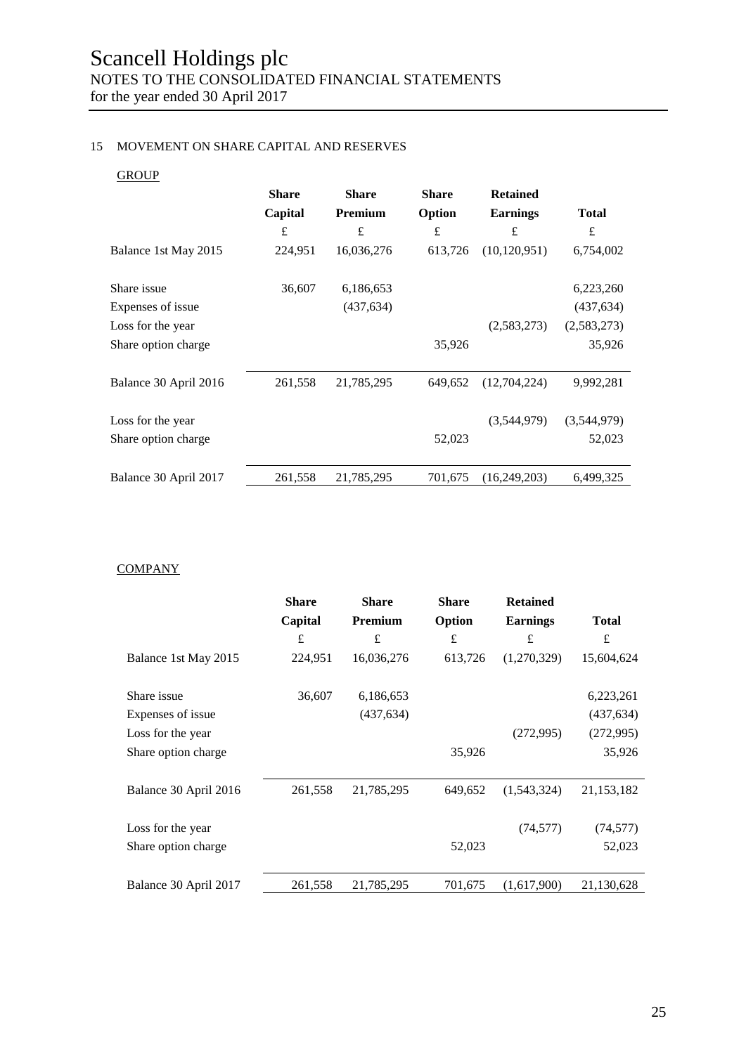# Scancell Holdings plc

NOTES TO THE CONSOLIDATED FINANCIAL STATEMENTS
for the year ended 30 April 2017

## 15 MOVEMENT ON SHARE CAPITAL AND RESERVES

GROUP

| | Share Capital | Share Premium | Share Option | Retained Earnings | Total |
|---|---|---|---|---|---|
| | £ | £ | £ | £ | £ |
| Balance 1st May 2015 | 224,951 | 16,036,276 | 613,726 | (10,120,951) | 6,754,002 |
| Share issue | 36,607 | 6,186,653 | | | 6,223,260 |
| Expenses of issue | | (437,634) | | | (437,634) |
| Loss for the year | | | | (2,583,273) | (2,583,273) |
| Share option charge | | | 35,926 | | 35,926 |
| Balance 30 April 2016 | 261,558 | 21,785,295 | 649,652 | (12,704,224) | 9,992,281 |
| Loss for the year | | | | (3,544,979) | (3,544,979) |
| Share option charge | | | 52,023 | | 52,023 |
| Balance 30 April 2017 | 261,558 | 21,785,295 | 701,675 | (16,249,203) | 6,499,325 |

COMPANY

| | Share Capital | Share Premium | Share Option | Retained Earnings | Total |
|---|---|---|---|---|---|
| | £ | £ | £ | £ | £ |
| Balance 1st May 2015 | 224,951 | 16,036,276 | 613,726 | (1,270,329) | 15,604,624 |
| Share issue | 36,607 | 6,186,653 | | | 6,223,261 |
| Expenses of issue | | (437,634) | | | (437,634) |
| Loss for the year | | | | (272,995) | (272,995) |
| Share option charge | | | 35,926 | | 35,926 |
| Balance 30 April 2016 | 261,558 | 21,785,295 | 649,652 | (1,543,324) | 21,153,182 |
| Loss for the year | | | | (74,577) | (74,577) |
| Share option charge | | | 52,023 | | 52,023 |
| Balance 30 April 2017 | 261,558 | 21,785,295 | 701,675 | (1,617,900) | 21,130,628 |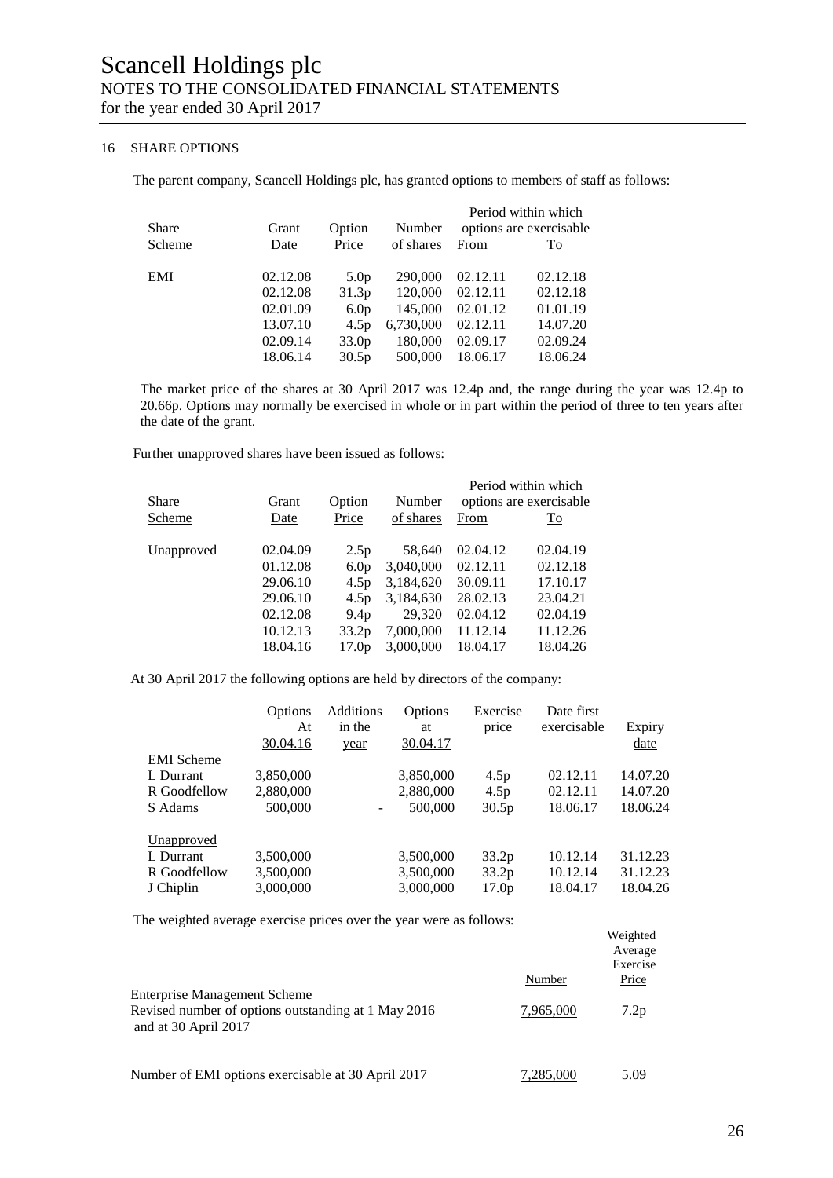# Scancell Holdings plc

NOTES TO THE CONSOLIDATED FINANCIAL STATEMENTS
for the year ended 30 April 2017

## 16 SHARE OPTIONS

The parent company, Scancell Holdings plc, has granted options to members of staff as follows:

| Share Scheme | Grant Date | Option Price | Number of shares | Period within which options are exercisable From | To |
|---|---|---|---|---|---|
| EMI | 02.12.08 | 5.0p | 290,000 | 02.12.11 | 02.12.18 |
| | 02.12.08 | 31.3p | 120,000 | 02.12.11 | 02.12.18 |
| | 02.01.09 | 6.0p | 145,000 | 02.01.12 | 01.01.19 |
| | 13.07.10 | 4.5p | 6,730,000 | 02.12.11 | 14.07.20 |
| | 02.09.14 | 33.0p | 180,000 | 02.09.17 | 02.09.24 |
| | 18.06.14 | 30.5p | 500,000 | 18.06.17 | 18.06.24 |

The market price of the shares at 30 April 2017 was 12.4p and, the range during the year was 12.4p to 20.66p. Options may normally be exercised in whole or in part within the period of three to ten years after the date of the grant.

Further unapproved shares have been issued as follows:

| Share Scheme | Grant Date | Option Price | Number of shares | Period within which options are exercisable From | To |
|---|---|---|---|---|---|
| Unapproved | 02.04.09 | 2.5p | 58,640 | 02.04.12 | 02.04.19 |
| | 01.12.08 | 6.0p | 3,040,000 | 02.12.11 | 02.12.18 |
| | 29.06.10 | 4.5p | 3,184,620 | 30.09.11 | 17.10.17 |
| | 29.06.10 | 4.5p | 3,184,630 | 28.02.13 | 23.04.21 |
| | 02.12.08 | 9.4p | 29,320 | 02.04.12 | 02.04.19 |
| | 10.12.13 | 33.2p | 7,000,000 | 11.12.14 | 11.12.26 |
| | 18.04.16 | 17.0p | 3,000,000 | 18.04.17 | 18.04.26 |

At 30 April 2017 the following options are held by directors of the company:

| | Options At 30.04.16 | Additions in the year | Options at 30.04.17 | Exercise price | Date first exercisable | Expiry date |
|---|---|---|---|---|---|---|
| EMI Scheme | | | | | | |
| L Durrant | 3,850,000 | | 3,850,000 | 4.5p | 02.12.11 | 14.07.20 |
| R Goodfellow | 2,880,000 | | 2,880,000 | 4.5p | 02.12.11 | 14.07.20 |
| S Adams | 500,000 | - | 500,000 | 30.5p | 18.06.17 | 18.06.24 |
| Unapproved | | | | | | |
| L Durrant | 3,500,000 | | 3,500,000 | 33.2p | 10.12.14 | 31.12.23 |
| R Goodfellow | 3,500,000 | | 3,500,000 | 33.2p | 10.12.14 | 31.12.23 |
| J Chiplin | 3,000,000 | | 3,000,000 | 17.0p | 18.04.17 | 18.04.26 |

The weighted average exercise prices over the year were as follows:

| | Number | Weighted Average Exercise Price |
|---|---|---|
| Enterprise Management Scheme | | |
| Revised number of options outstanding at 1 May 2016 and at 30 April 2017 | 7,965,000 | 7.2p |
| Number of EMI options exercisable at 30 April 2017 | 7,285,000 | 5.09 |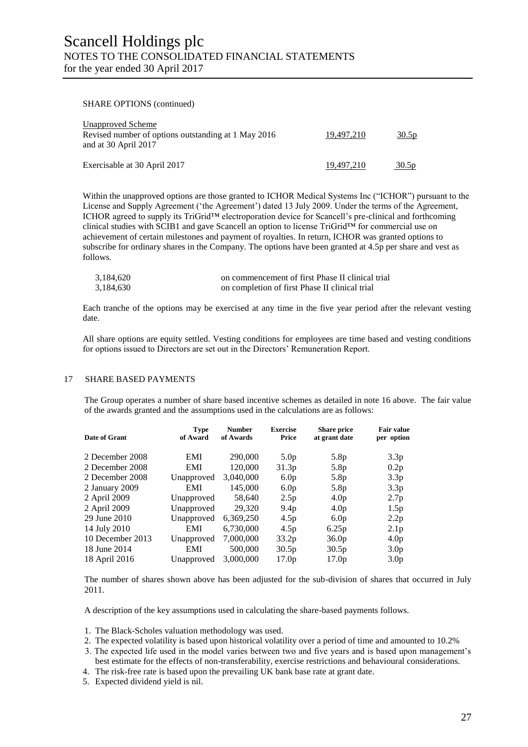SHARE OPTIONS (continued)

| Unapproved Scheme | | |
|---|---|---|
| Revised number of options outstanding at 1 May 2016 and at 30 April 2017 | 19,497,210 | 30.5p |
| Exercisable at 30 April 2017 | 19,497,210 | 30.5p |

Within the unapproved options are those granted to ICHOR Medical Systems Inc ("ICHOR") pursuant to the License and Supply Agreement ('the Agreement') dated 13 July 2009. Under the terms of the Agreement, ICHOR agreed to supply its TriGrid™ electroporation device for Scancell's pre-clinical and forthcoming clinical studies with SCIB1 and gave Scancell an option to license TriGrid™ for commercial use on achievement of certain milestones and payment of royalties. In return, ICHOR was granted options to subscribe for ordinary shares in the Company. The options have been granted at 4.5p per share and vest as follows.

| | |
|---|---|
| 3,184,620 | on commencement of first Phase II clinical trial |
| 3,184,630 | on completion of first Phase II clinical trial |

Each tranche of the options may be exercised at any time in the five year period after the relevant vesting date.

All share options are equity settled. Vesting conditions for employees are time based and vesting conditions for options issued to Directors are set out in the Directors' Remuneration Report.

## 17 SHARE BASED PAYMENTS

The Group operates a number of share based incentive schemes as detailed in note 16 above. The fair value of the awards granted and the assumptions used in the calculations are as follows:

| Date of Grant | Type of Award | Number of Awards | Exercise Price | Share price at grant date | Fair value per option |
|---|---|---|---|---|---|
| 2 December 2008 | EMI | 290,000 | 5.0p | 5.8p | 3.3p |
| 2 December 2008 | EMI | 120,000 | 31.3p | 5.8p | 0.2p |
| 2 December 2008 | Unapproved | 3,040,000 | 6.0p | 5.8p | 3.3p |
| 2 January 2009 | EMI | 145,000 | 6.0p | 5.8p | 3.3p |
| 2 April 2009 | Unapproved | 58,640 | 2.5p | 4.0p | 2.7p |
| 2 April 2009 | Unapproved | 29,320 | 9.4p | 4.0p | 1.5p |
| 29 June 2010 | Unapproved | 6,369,250 | 4.5p | 6.0p | 2.2p |
| 14 July 2010 | EMI | 6,730,000 | 4.5p | 6.25p | 2.1p |
| 10 December 2013 | Unapproved | 7,000,000 | 33.2p | 36.0p | 4.0p |
| 18 June 2014 | EMI | 500,000 | 30.5p | 30.5p | 3.0p |
| 18 April 2016 | Unapproved | 3,000,000 | 17.0p | 17.0p | 3.0p |

The number of shares shown above has been adjusted for the sub-division of shares that occurred in July 2011.

A description of the key assumptions used in calculating the share-based payments follows.

1. The Black-Scholes valuation methodology was used.
2. The expected volatility is based upon historical volatility over a period of time and amounted to 10.2%
3. The expected life used in the model varies between two and five years and is based upon management's best estimate for the effects of non-transferability, exercise restrictions and behavioural considerations.
4. The risk-free rate is based upon the prevailing UK bank base rate at grant date.
5. Expected dividend yield is nil.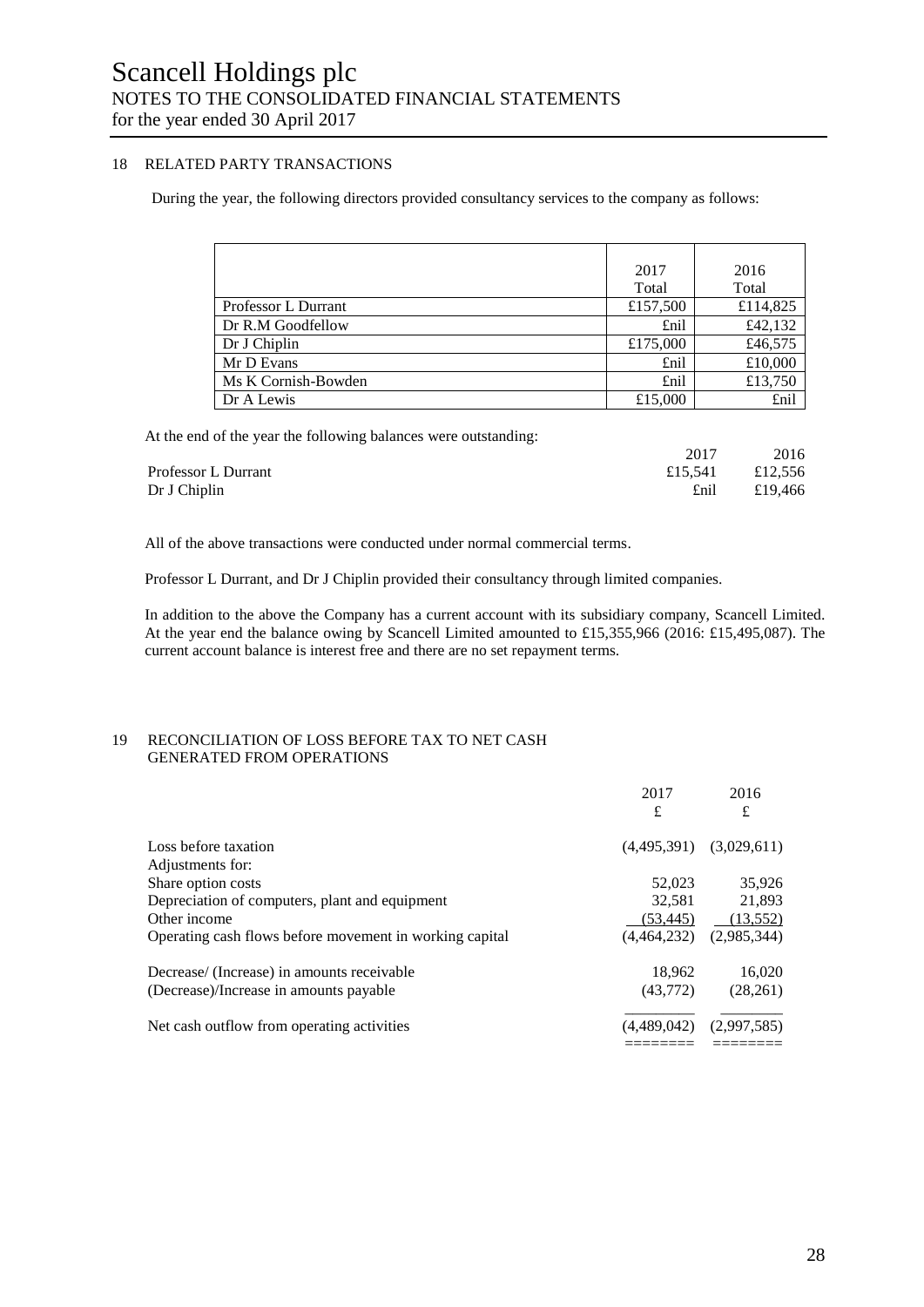## 18 RELATED PARTY TRANSACTIONS

During the year, the following directors provided consultancy services to the company as follows:

| | 2017 Total | 2016 Total |
|---|---|---|
| Professor L Durrant | £157,500 | £114,825 |
| Dr R.M Goodfellow | £nil | £42,132 |
| Dr J Chiplin | £175,000 | £46,575 |
| Mr D Evans | £nil | £10,000 |
| Ms K Cornish-Bowden | £nil | £13,750 |
| Dr A Lewis | £15,000 | £nil |

At the end of the year the following balances were outstanding:

| | 2017 | 2016 |
|---|---|---|
| Professor L Durrant | £15,541 | £12,556 |
| Dr J Chiplin | £nil | £19,466 |

All of the above transactions were conducted under normal commercial terms.

Professor L Durrant, and Dr J Chiplin provided their consultancy through limited companies.

In addition to the above the Company has a current account with its subsidiary company, Scancell Limited. At the year end the balance owing by Scancell Limited amounted to £15,355,966 (2016: £15,495,087). The current account balance is interest free and there are no set repayment terms.

## 19 RECONCILIATION OF LOSS BEFORE TAX TO NET CASH GENERATED FROM OPERATIONS

| | 2017 £ | 2016 £ |
|---|---|---|
| Loss before taxation | (4,495,391) | (3,029,611) |
| Adjustments for: | | |
| Share option costs | 52,023 | 35,926 |
| Depreciation of computers, plant and equipment | 32,581 | 21,893 |
| Other income | (53,445) | (13,552) |
| Operating cash flows before movement in working capital | (4,464,232) | (2,985,344) |
| Decrease/ (Increase) in amounts receivable | 18,962 | 16,020 |
| (Decrease)/Increase in amounts payable | (43,772) | (28,261) |
| Net cash outflow from operating activities | (4,489,042) | (2,997,585) |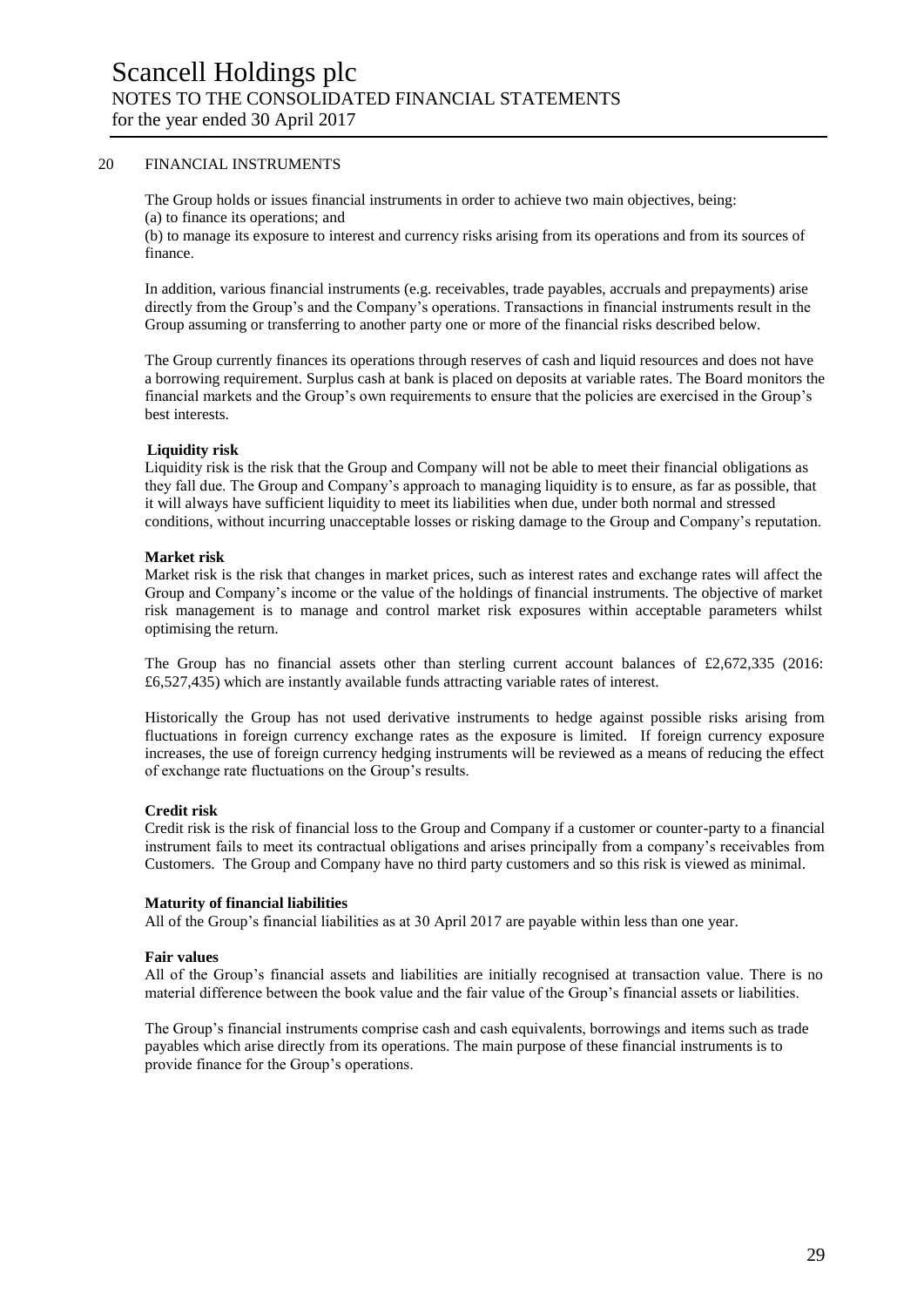## 20 FINANCIAL INSTRUMENTS

The Group holds or issues financial instruments in order to achieve two main objectives, being:
(a) to finance its operations; and
(b) to manage its exposure to interest and currency risks arising from its operations and from its sources of finance.

In addition, various financial instruments (e.g. receivables, trade payables, accruals and prepayments) arise directly from the Group's and the Company's operations. Transactions in financial instruments result in the Group assuming or transferring to another party one or more of the financial risks described below.

The Group currently finances its operations through reserves of cash and liquid resources and does not have a borrowing requirement. Surplus cash at bank is placed on deposits at variable rates. The Board monitors the financial markets and the Group's own requirements to ensure that the policies are exercised in the Group's best interests.

**Liquidity risk**
Liquidity risk is the risk that the Group and Company will not be able to meet their financial obligations as they fall due. The Group and Company's approach to managing liquidity is to ensure, as far as possible, that it will always have sufficient liquidity to meet its liabilities when due, under both normal and stressed conditions, without incurring unacceptable losses or risking damage to the Group and Company's reputation.

**Market risk**
Market risk is the risk that changes in market prices, such as interest rates and exchange rates will affect the Group and Company's income or the value of the holdings of financial instruments. The objective of market risk management is to manage and control market risk exposures within acceptable parameters whilst optimising the return.

The Group has no financial assets other than sterling current account balances of £2,672,335 (2016: £6,527,435) which are instantly available funds attracting variable rates of interest.

Historically the Group has not used derivative instruments to hedge against possible risks arising from fluctuations in foreign currency exchange rates as the exposure is limited. If foreign currency exposure increases, the use of foreign currency hedging instruments will be reviewed as a means of reducing the effect of exchange rate fluctuations on the Group's results.

**Credit risk**
Credit risk is the risk of financial loss to the Group and Company if a customer or counter-party to a financial instrument fails to meet its contractual obligations and arises principally from a company's receivables from Customers. The Group and Company have no third party customers and so this risk is viewed as minimal.

**Maturity of financial liabilities**
All of the Group's financial liabilities as at 30 April 2017 are payable within less than one year.

**Fair values**
All of the Group's financial assets and liabilities are initially recognised at transaction value. There is no material difference between the book value and the fair value of the Group's financial assets or liabilities.

The Group's financial instruments comprise cash and cash equivalents, borrowings and items such as trade payables which arise directly from its operations. The main purpose of these financial instruments is to provide finance for the Group's operations.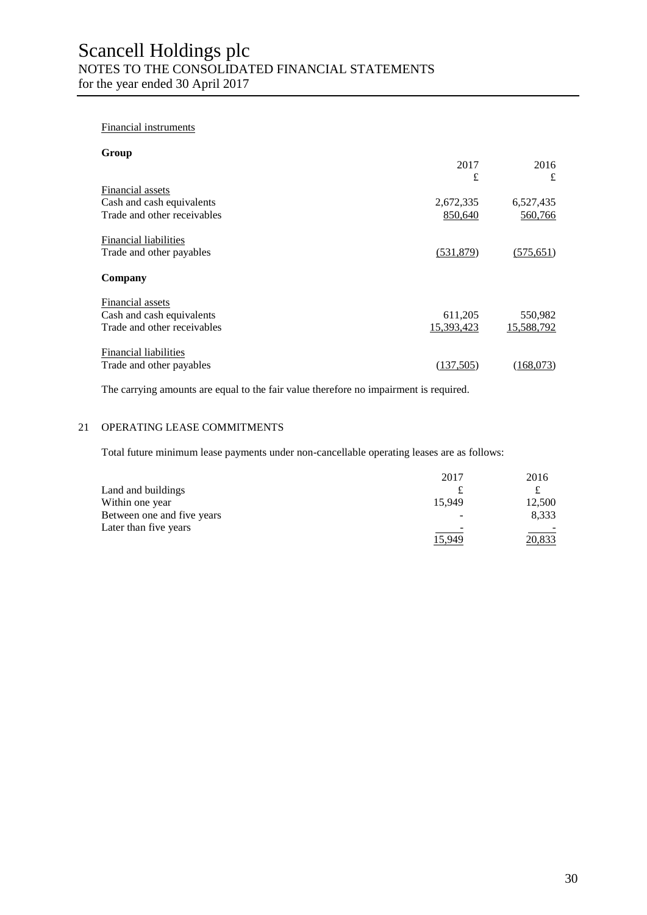Financial instruments

**Group**

| | 2017<br>£ | 2016<br>£ |
|---|---|---|
| Financial assets | | |
| Cash and cash equivalents | 2,672,335 | 6,527,435 |
| Trade and other receivables | 850,640 | 560,766 |
| Financial liabilities | | |
| Trade and other payables | (531,879) | (575,651) |

**Company**

| | 2017<br>£ | 2016<br>£ |
|---|---|---|
| Financial assets | | |
| Cash and cash equivalents | 611,205 | 550,982 |
| Trade and other receivables | 15,393,423 | 15,588,792 |
| Financial liabilities | | |
| Trade and other payables | (137,505) | (168,073) |

The carrying amounts are equal to the fair value therefore no impairment is required.

## 21 OPERATING LEASE COMMITMENTS

Total future minimum lease payments under non-cancellable operating leases are as follows:

| Land and buildings | 2017<br>£ | 2016<br>£ |
|---|---|---|
| Within one year | 15,949 | 12,500 |
| Between one and five years | - | 8,333 |
| Later than five years | - | - |
| | 15,949 | 20,833 |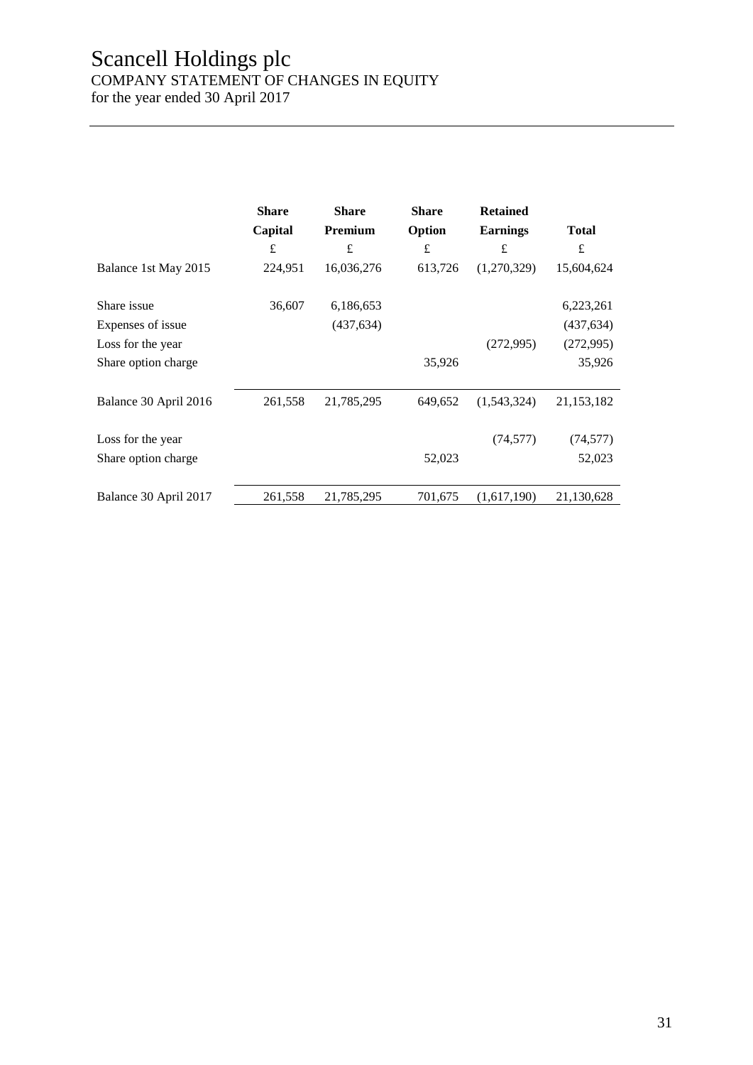# Scancell Holdings plc

COMPANY STATEMENT OF CHANGES IN EQUITY
for the year ended 30 April 2017

| | Share Capital | Share Premium | Share Option | Retained Earnings | Total |
|---|---|---|---|---|---|
| | £ | £ | £ | £ | £ |
| Balance 1st May 2015 | 224,951 | 16,036,276 | 613,726 | (1,270,329) | 15,604,624 |
| Share issue | 36,607 | 6,186,653 | | | 6,223,261 |
| Expenses of issue | | (437,634) | | | (437,634) |
| Loss for the year | | | | (272,995) | (272,995) |
| Share option charge | | | 35,926 | | 35,926 |
| Balance 30 April 2016 | 261,558 | 21,785,295 | 649,652 | (1,543,324) | 21,153,182 |
| Loss for the year | | | | (74,577) | (74,577) |
| Share option charge | | | 52,023 | | 52,023 |
| Balance 30 April 2017 | 261,558 | 21,785,295 | 701,675 | (1,617,190) | 21,130,628 |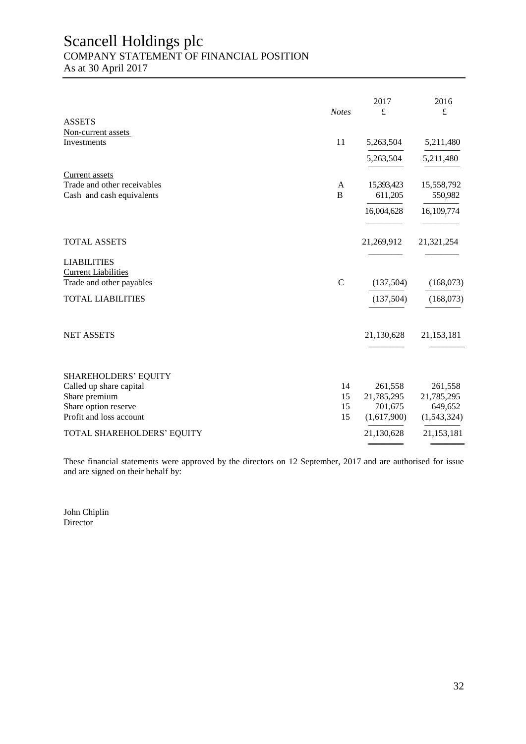# Scancell Holdings plc

## COMPANY STATEMENT OF FINANCIAL POSITION

As at 30 April 2017

| | *Notes* | 2017<br>£ | 2016<br>£ |
|---|---|---|---|
| ASSETS | | | |
| Non-current assets | | | |
| Investments | 11 | 5,263,504 | 5,211,480 |
| | | 5,263,504 | 5,211,480 |
| Current assets | | | |
| Trade and other receivables | A | 15,393,423 | 15,558,792 |
| Cash and cash equivalents | B | 611,205 | 550,982 |
| | | 16,004,628 | 16,109,774 |
| TOTAL ASSETS | | 21,269,912 | 21,321,254 |
| LIABILITIES | | | |
| Current Liabilities | | | |
| Trade and other payables | C | (137,504) | (168,073) |
| TOTAL LIABILITIES | | (137,504) | (168,073) |
| NET ASSETS | | 21,130,628 | 21,153,181 |
| SHAREHOLDERS' EQUITY | | | |
| Called up share capital | 14 | 261,558 | 261,558 |
| Share premium | 15 | 21,785,295 | 21,785,295 |
| Share option reserve | 15 | 701,675 | 649,652 |
| Profit and loss account | 15 | (1,617,900) | (1,543,324) |
| TOTAL SHAREHOLDERS' EQUITY | | 21,130,628 | 21,153,181 |

These financial statements were approved by the directors on 12 September, 2017 and are authorised for issue and are signed on their behalf by:

John Chiplin
Director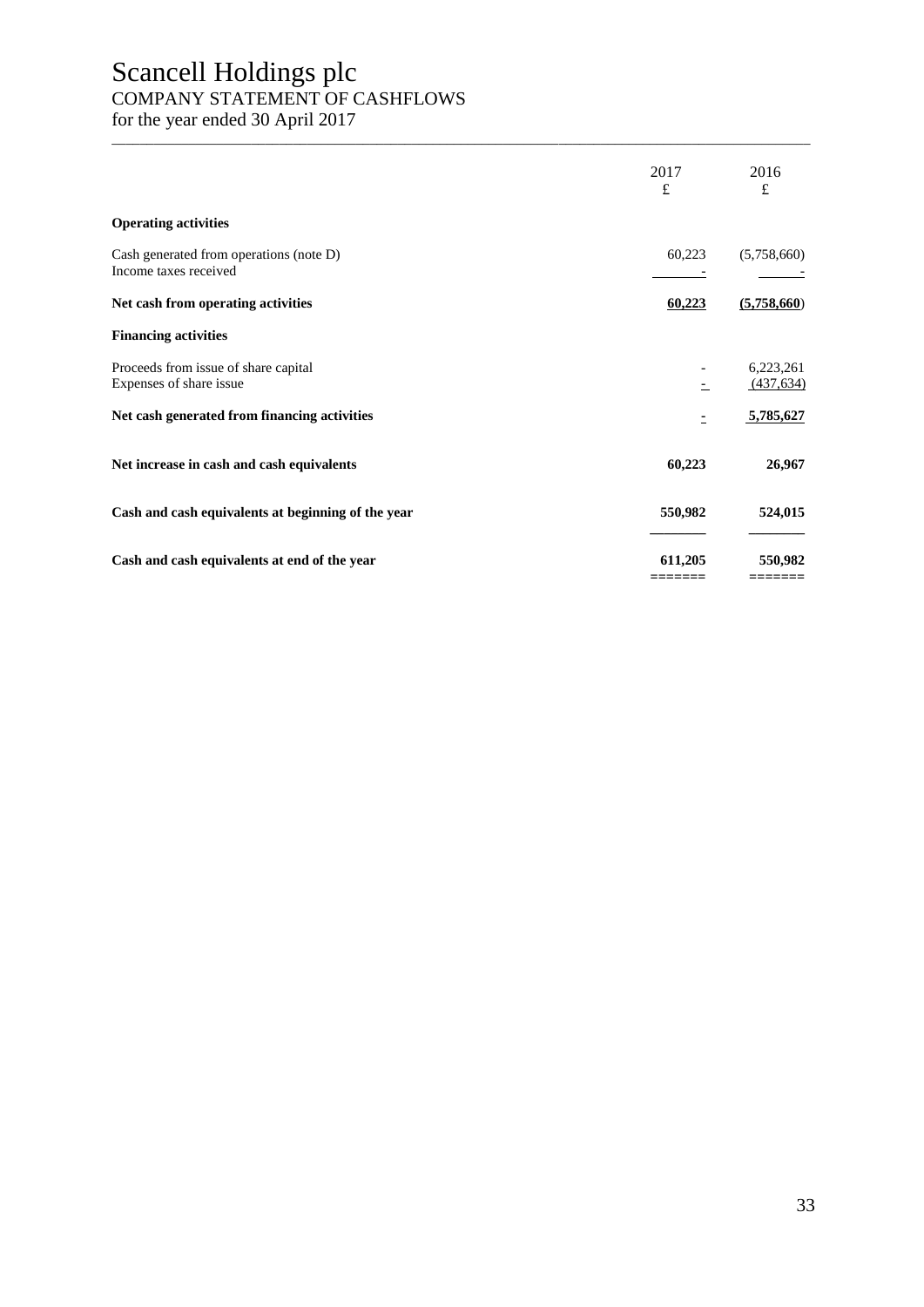# Scancell Holdings plc

## COMPANY STATEMENT OF CASHFLOWS

for the year ended 30 April 2017

| | 2017<br>£ | 2016<br>£ |
|---|---|---|
| **Operating activities** | | |
| Cash generated from operations (note D) | 60,223 | (5,758,660) |
| Income taxes received | - | - |
| **Net cash from operating activities** | **60,223** | **(5,758,660)** |
| **Financing activities** | | |
| Proceeds from issue of share capital | - | 6,223,261 |
| Expenses of share issue | - | (437,634) |
| **Net cash generated from financing activities** | **-** | **5,785,627** |
| **Net increase in cash and cash equivalents** | **60,223** | **26,967** |
| **Cash and cash equivalents at beginning of the year** | **550,982** | **524,015** |
| **Cash and cash equivalents at end of the year** | **611,205** | **550,982** |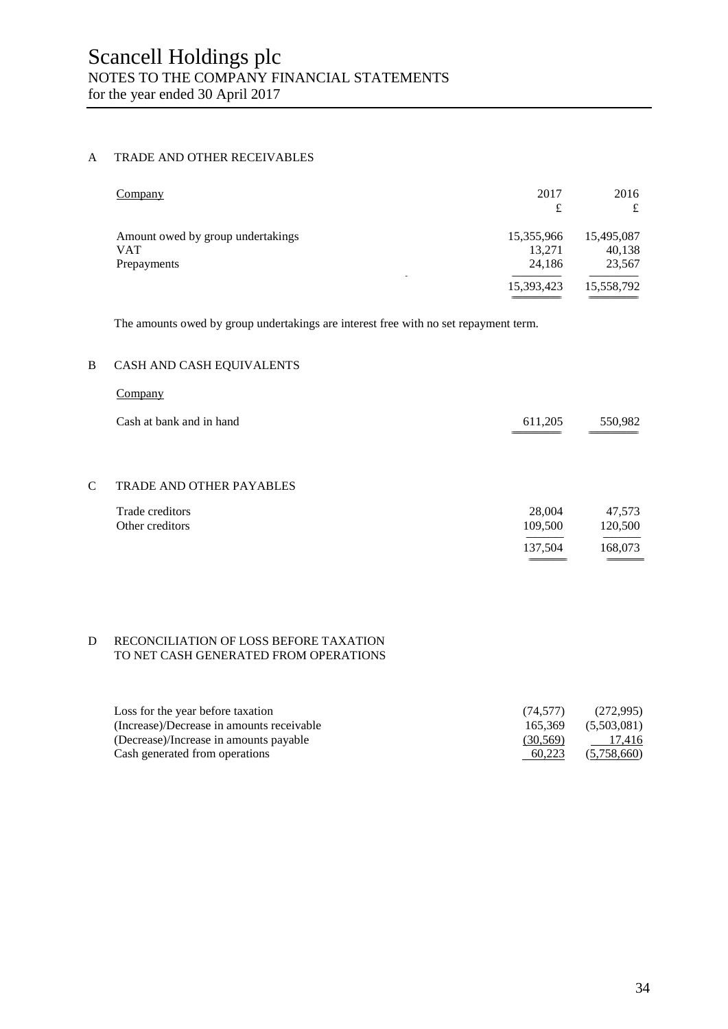# Scancell Holdings plc

NOTES TO THE COMPANY FINANCIAL STATEMENTS
for the year ended 30 April 2017

## A TRADE AND OTHER RECEIVABLES

| Company | 2017<br>£ | 2016<br>£ |
|---|---|---|
| Amount owed by group undertakings | 15,355,966 | 15,495,087 |
| VAT | 13,271 | 40,138 |
| Prepayments | 24,186 | 23,567 |
| | 15,393,423 | 15,558,792 |

The amounts owed by group undertakings are interest free with no set repayment term.

## B CASH AND CASH EQUIVALENTS

| Company | | |
|---|---|---|
| Cash at bank and in hand | 611,205 | 550,982 |

## C TRADE AND OTHER PAYABLES

| | | |
|---|---|---|
| Trade creditors | 28,004 | 47,573 |
| Other creditors | 109,500 | 120,500 |
| | 137,504 | 168,073 |

## D RECONCILIATION OF LOSS BEFORE TAXATION TO NET CASH GENERATED FROM OPERATIONS

| | | |
|---|---|---|
| Loss for the year before taxation | (74,577) | (272,995) |
| (Increase)/Decrease in amounts receivable | 165,369 | (5,503,081) |
| (Decrease)/Increase in amounts payable | (30,569) | 17,416 |
| Cash generated from operations | 60,223 | (5,758,660) |